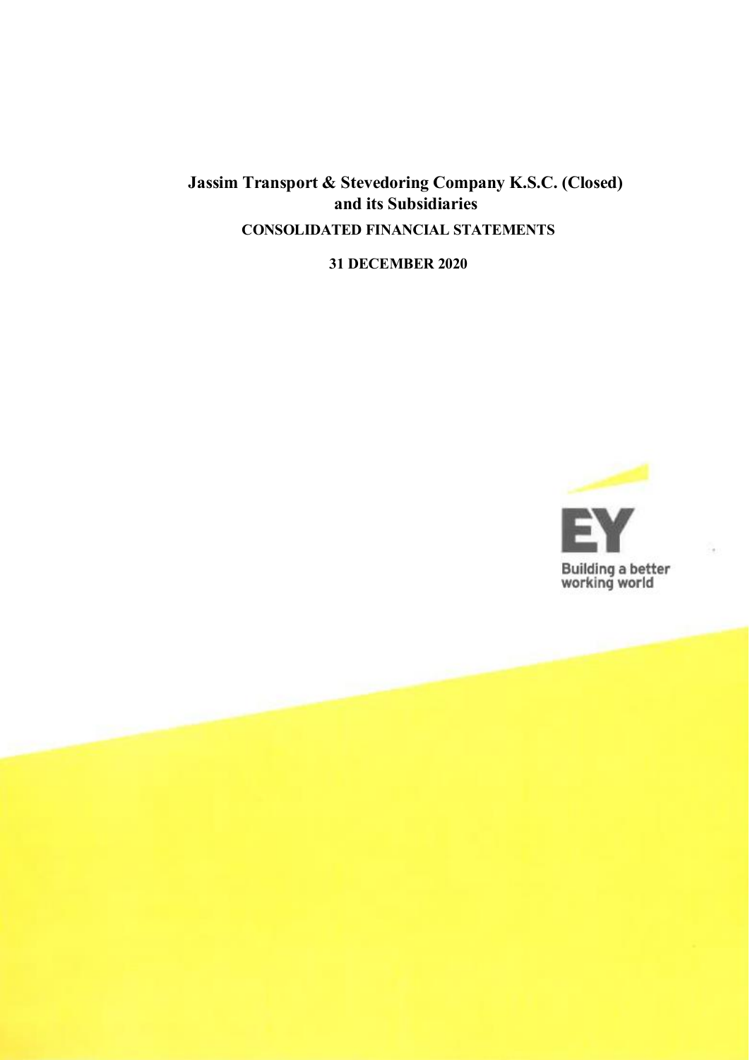# Jassim Transport & Stevedoring Company K.S.C. (Closed) and its Subsidiaries

## CONSOLIDATED FINANCIAL STATEMENTS

**31 DECEMBER 2020**

EY

Building a better working world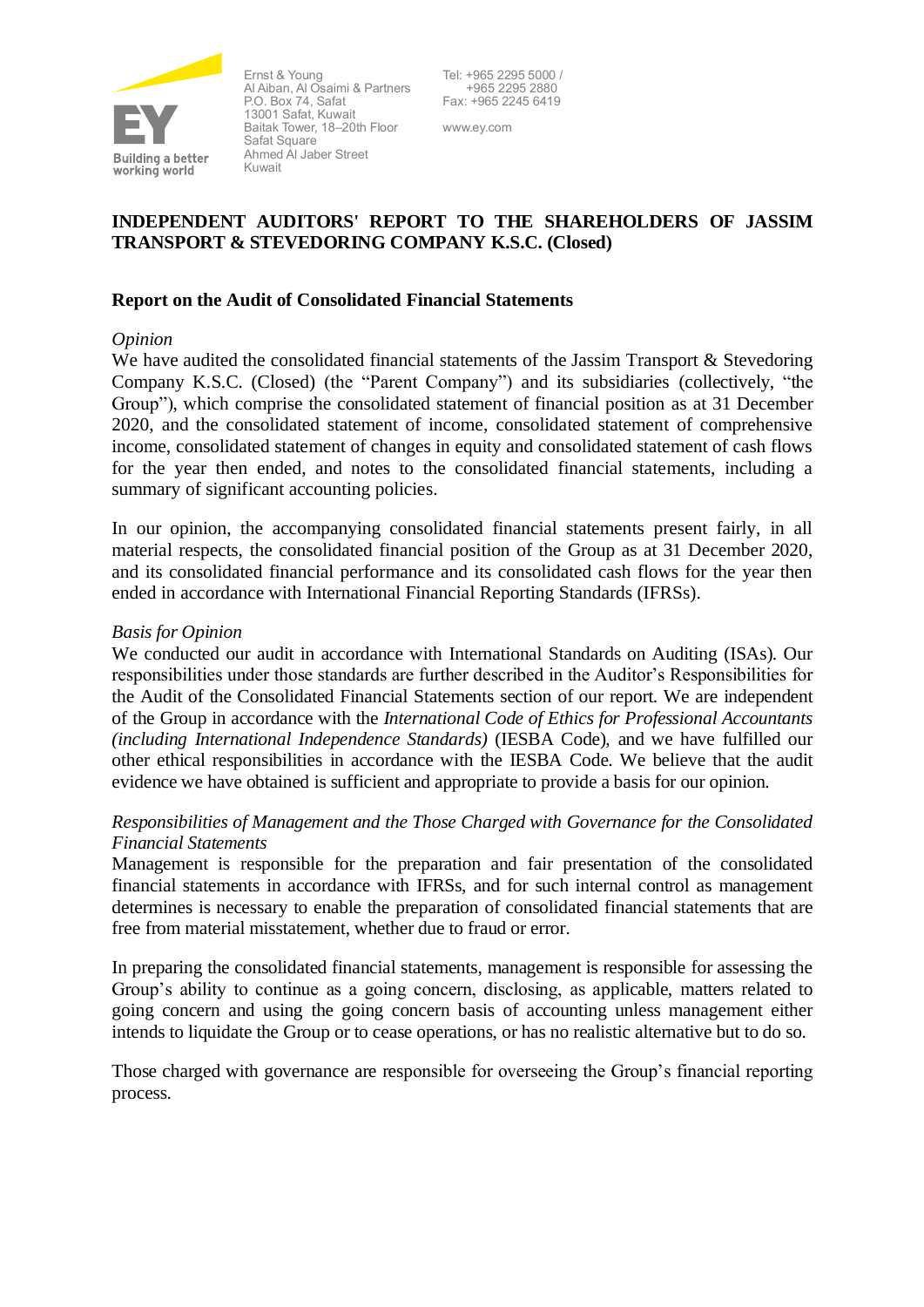Ernst & Young
Al Aiban, Al Osaimi & Partners
P.O. Box 74, Safat
13001 Safat, Kuwait
Baitak Tower, 18–20th Floor
Safat Square
Ahmed Al Jaber Street
Kuwait

Tel: +965 2295 5000 /
+965 2295 2880
Fax: +965 2245 6419

www.ey.com

**INDEPENDENT AUDITORS' REPORT TO THE SHAREHOLDERS OF JASSIM TRANSPORT & STEVEDORING COMPANY K.S.C. (Closed)**

**Report on the Audit of Consolidated Financial Statements**

*Opinion*

We have audited the consolidated financial statements of the Jassim Transport & Stevedoring Company K.S.C. (Closed) (the "Parent Company") and its subsidiaries (collectively, "the Group"), which comprise the consolidated statement of financial position as at 31 December 2020, and the consolidated statement of income, consolidated statement of comprehensive income, consolidated statement of changes in equity and consolidated statement of cash flows for the year then ended, and notes to the consolidated financial statements, including a summary of significant accounting policies.

In our opinion, the accompanying consolidated financial statements present fairly, in all material respects, the consolidated financial position of the Group as at 31 December 2020, and its consolidated financial performance and its consolidated cash flows for the year then ended in accordance with International Financial Reporting Standards (IFRSs).

*Basis for Opinion*

We conducted our audit in accordance with International Standards on Auditing (ISAs). Our responsibilities under those standards are further described in the Auditor's Responsibilities for the Audit of the Consolidated Financial Statements section of our report. We are independent of the Group in accordance with the *International Code of Ethics for Professional Accountants (including International Independence Standards)* (IESBA Code), and we have fulfilled our other ethical responsibilities in accordance with the IESBA Code. We believe that the audit evidence we have obtained is sufficient and appropriate to provide a basis for our opinion.

*Responsibilities of Management and the Those Charged with Governance for the Consolidated Financial Statements*

Management is responsible for the preparation and fair presentation of the consolidated financial statements in accordance with IFRSs, and for such internal control as management determines is necessary to enable the preparation of consolidated financial statements that are free from material misstatement, whether due to fraud or error.

In preparing the consolidated financial statements, management is responsible for assessing the Group's ability to continue as a going concern, disclosing, as applicable, matters related to going concern and using the going concern basis of accounting unless management either intends to liquidate the Group or to cease operations, or has no realistic alternative but to do so.

Those charged with governance are responsible for overseeing the Group's financial reporting process.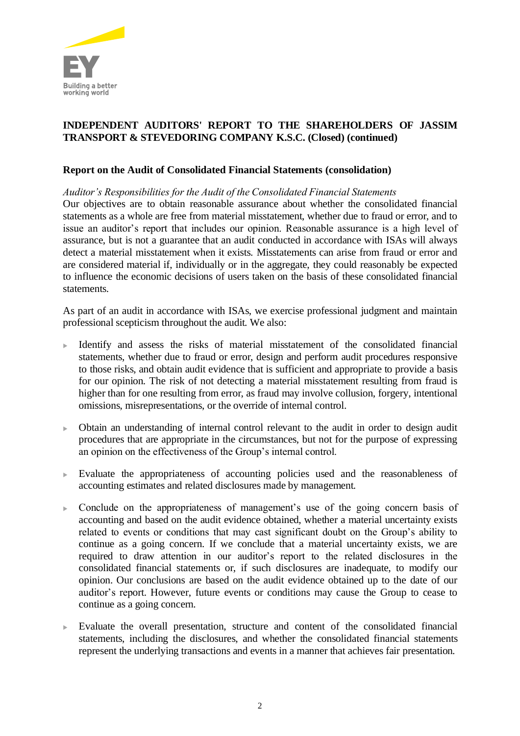**INDEPENDENT AUDITORS' REPORT TO THE SHAREHOLDERS OF JASSIM TRANSPORT & STEVEDORING COMPANY K.S.C. (Closed) (continued)**

**Report on the Audit of Consolidated Financial Statements (consolidation)**

*Auditor's Responsibilities for the Audit of the Consolidated Financial Statements*

Our objectives are to obtain reasonable assurance about whether the consolidated financial statements as a whole are free from material misstatement, whether due to fraud or error, and to issue an auditor's report that includes our opinion. Reasonable assurance is a high level of assurance, but is not a guarantee that an audit conducted in accordance with ISAs will always detect a material misstatement when it exists. Misstatements can arise from fraud or error and are considered material if, individually or in the aggregate, they could reasonably be expected to influence the economic decisions of users taken on the basis of these consolidated financial statements.

As part of an audit in accordance with ISAs, we exercise professional judgment and maintain professional scepticism throughout the audit. We also:

- Identify and assess the risks of material misstatement of the consolidated financial statements, whether due to fraud or error, design and perform audit procedures responsive to those risks, and obtain audit evidence that is sufficient and appropriate to provide a basis for our opinion. The risk of not detecting a material misstatement resulting from fraud is higher than for one resulting from error, as fraud may involve collusion, forgery, intentional omissions, misrepresentations, or the override of internal control.

- Obtain an understanding of internal control relevant to the audit in order to design audit procedures that are appropriate in the circumstances, but not for the purpose of expressing an opinion on the effectiveness of the Group's internal control.

- Evaluate the appropriateness of accounting policies used and the reasonableness of accounting estimates and related disclosures made by management.

- Conclude on the appropriateness of management's use of the going concern basis of accounting and based on the audit evidence obtained, whether a material uncertainty exists related to events or conditions that may cast significant doubt on the Group's ability to continue as a going concern. If we conclude that a material uncertainty exists, we are required to draw attention in our auditor's report to the related disclosures in the consolidated financial statements or, if such disclosures are inadequate, to modify our opinion. Our conclusions are based on the audit evidence obtained up to the date of our auditor's report. However, future events or conditions may cause the Group to cease to continue as a going concern.

- Evaluate the overall presentation, structure and content of the consolidated financial statements, including the disclosures, and whether the consolidated financial statements represent the underlying transactions and events in a manner that achieves fair presentation.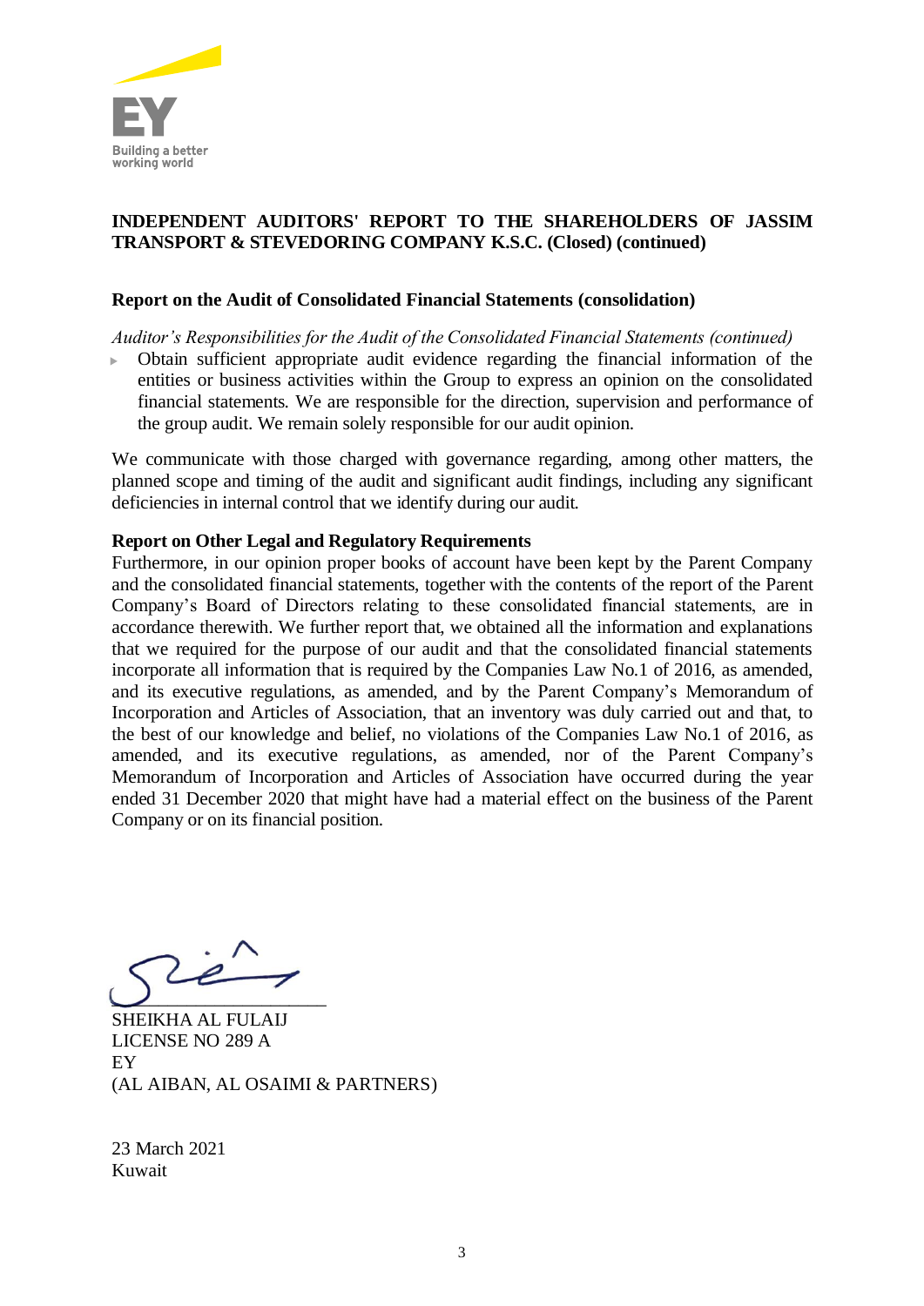**INDEPENDENT AUDITORS' REPORT TO THE SHAREHOLDERS OF JASSIM TRANSPORT & STEVEDORING COMPANY K.S.C. (Closed) (continued)**

## Report on the Audit of Consolidated Financial Statements (consolidation)

*Auditor's Responsibilities for the Audit of the Consolidated Financial Statements (continued)*

- Obtain sufficient appropriate audit evidence regarding the financial information of the entities or business activities within the Group to express an opinion on the consolidated financial statements. We are responsible for the direction, supervision and performance of the group audit. We remain solely responsible for our audit opinion.

We communicate with those charged with governance regarding, among other matters, the planned scope and timing of the audit and significant audit findings, including any significant deficiencies in internal control that we identify during our audit.

## Report on Other Legal and Regulatory Requirements

Furthermore, in our opinion proper books of account have been kept by the Parent Company and the consolidated financial statements, together with the contents of the report of the Parent Company's Board of Directors relating to these consolidated financial statements, are in accordance therewith. We further report that, we obtained all the information and explanations that we required for the purpose of our audit and that the consolidated financial statements incorporate all information that is required by the Companies Law No.1 of 2016, as amended, and its executive regulations, as amended, and by the Parent Company's Memorandum of Incorporation and Articles of Association, that an inventory was duly carried out and that, to the best of our knowledge and belief, no violations of the Companies Law No.1 of 2016, as amended, and its executive regulations, as amended, nor of the Parent Company's Memorandum of Incorporation and Articles of Association have occurred during the year ended 31 December 2020 that might have had a material effect on the business of the Parent Company or on its financial position.

SHEIKHA AL FULAIJ
LICENSE NO 289 A
EY
(AL AIBAN, AL OSAIMI & PARTNERS)

23 March 2021
Kuwait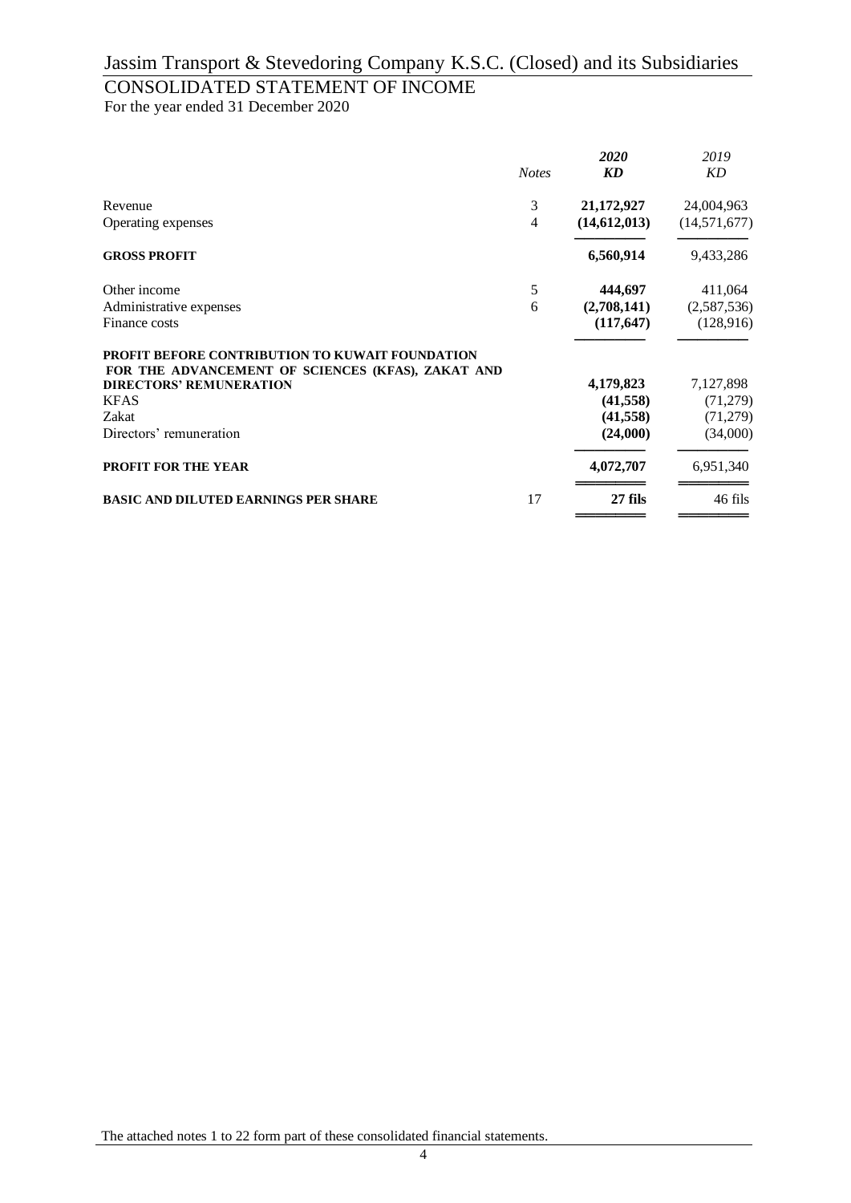# Jassim Transport & Stevedoring Company K.S.C. (Closed) and its Subsidiaries

## CONSOLIDATED STATEMENT OF INCOME

For the year ended 31 December 2020

| | *Notes* | ***2020*** ***KD*** | *2019* *KD* |
|---|---|---|---|
| Revenue | 3 | **21,172,927** | 24,004,963 |
| Operating expenses | 4 | **(14,612,013)** | (14,571,677) |
| **GROSS PROFIT** | | **6,560,914** | 9,433,286 |
| Other income | 5 | **444,697** | 411,064 |
| Administrative expenses | 6 | **(2,708,141)** | (2,587,536) |
| Finance costs | | **(117,647)** | (128,916) |
| **PROFIT BEFORE CONTRIBUTION TO KUWAIT FOUNDATION FOR THE ADVANCEMENT OF SCIENCES (KFAS), ZAKAT AND DIRECTORS' REMUNERATION** | | **4,179,823** | 7,127,898 |
| KFAS | | **(41,558)** | (71,279) |
| Zakat | | **(41,558)** | (71,279) |
| Directors' remuneration | | **(24,000)** | (34,000) |
| **PROFIT FOR THE YEAR** | | **4,072,707** | 6,951,340 |
| **BASIC AND DILUTED EARNINGS PER SHARE** | 17 | **27 fils** | 46 fils |

The attached notes 1 to 22 form part of these consolidated financial statements.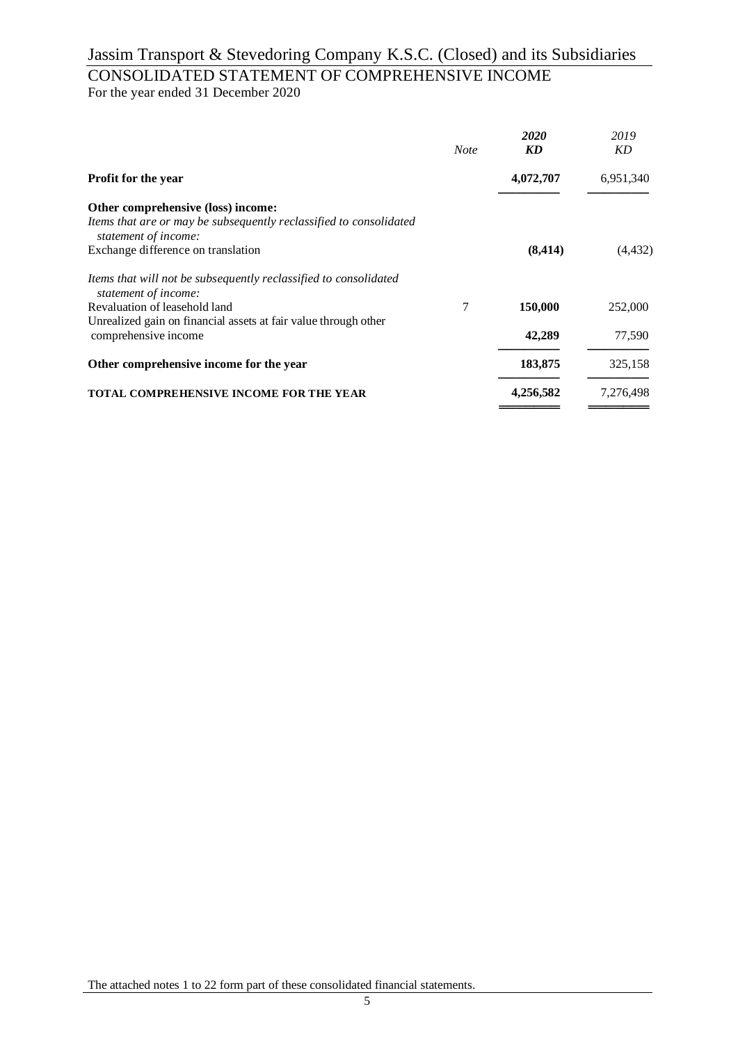# Jassim Transport & Stevedoring Company K.S.C. (Closed) and its Subsidiaries

## CONSOLIDATED STATEMENT OF COMPREHENSIVE INCOME

For the year ended 31 December 2020

| | *Note* | ***2020*** ***KD*** | *2019* *KD* |
|---|---|---|---|
| **Profit for the year** | | **4,072,707** | 6,951,340 |
| **Other comprehensive (loss) income:** | | | |
| *Items that are or may be subsequently reclassified to consolidated statement of income:* | | | |
| Exchange difference on translation | | **(8,414)** | (4,432) |
| *Items that will not be subsequently reclassified to consolidated statement of income:* | | | |
| Revaluation of leasehold land | 7 | **150,000** | 252,000 |
| Unrealized gain on financial assets at fair value through other comprehensive income | | **42,289** | 77,590 |
| **Other comprehensive income for the year** | | **183,875** | 325,158 |
| **TOTAL COMPREHENSIVE INCOME FOR THE YEAR** | | **4,256,582** | 7,276,498 |

The attached notes 1 to 22 form part of these consolidated financial statements.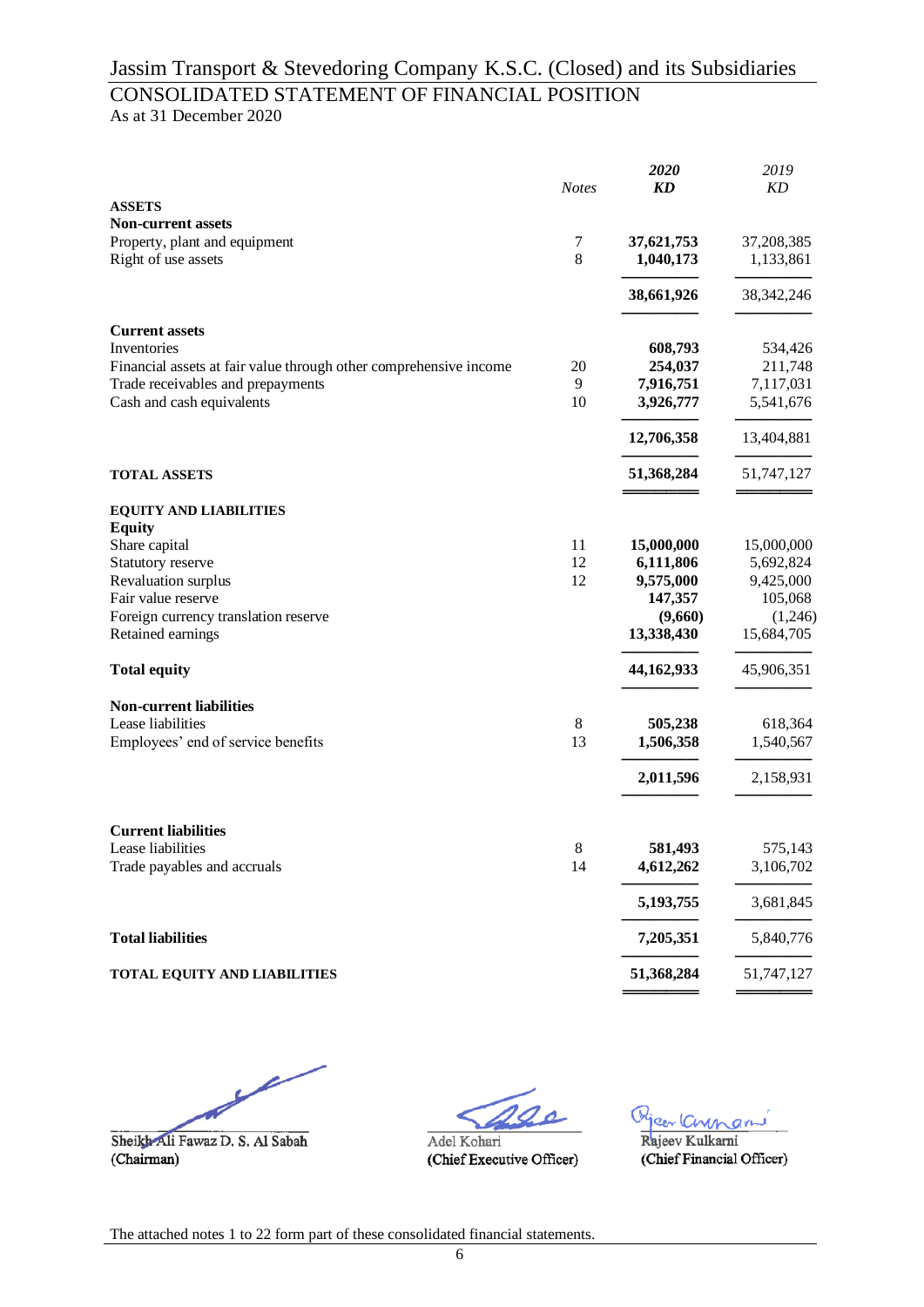# Jassim Transport & Stevedoring Company K.S.C. (Closed) and its Subsidiaries

## CONSOLIDATED STATEMENT OF FINANCIAL POSITION

As at 31 December 2020

| | Notes | *2020* *KD* | *2019* *KD* |
|---|---|---|---|
| **ASSETS** | | | |
| **Non-current assets** | | | |
| Property, plant and equipment | 7 | **37,621,753** | 37,208,385 |
| Right of use assets | 8 | **1,040,173** | 1,133,861 |
| | | **38,661,926** | 38,342,246 |
| **Current assets** | | | |
| Inventories | | **608,793** | 534,426 |
| Financial assets at fair value through other comprehensive income | 20 | **254,037** | 211,748 |
| Trade receivables and prepayments | 9 | **7,916,751** | 7,117,031 |
| Cash and cash equivalents | 10 | **3,926,777** | 5,541,676 |
| | | **12,706,358** | 13,404,881 |
| **TOTAL ASSETS** | | **51,368,284** | 51,747,127 |
| **EQUITY AND LIABILITIES** | | | |
| **Equity** | | | |
| Share capital | 11 | **15,000,000** | 15,000,000 |
| Statutory reserve | 12 | **6,111,806** | 5,692,824 |
| Revaluation surplus | 12 | **9,575,000** | 9,425,000 |
| Fair value reserve | | **147,357** | 105,068 |
| Foreign currency translation reserve | | **(9,660)** | (1,246) |
| Retained earnings | | **13,338,430** | 15,684,705 |
| **Total equity** | | **44,162,933** | 45,906,351 |
| **Non-current liabilities** | | | |
| Lease liabilities | 8 | **505,238** | 618,364 |
| Employees' end of service benefits | 13 | **1,506,358** | 1,540,567 |
| | | **2,011,596** | 2,158,931 |
| **Current liabilities** | | | |
| Lease liabilities | 8 | **581,493** | 575,143 |
| Trade payables and accruals | 14 | **4,612,262** | 3,106,702 |
| | | **5,193,755** | 3,681,845 |
| **Total liabilities** | | **7,205,351** | 5,840,776 |
| **TOTAL EQUITY AND LIABILITIES** | | **51,368,284** | 51,747,127 |

Sheikh Ali Fawaz D. S. Al Sabah
(Chairman)

Adel Kohari
(Chief Executive Officer)

Rajeev Kulkarni
(Chief Financial Officer)

The attached notes 1 to 22 form part of these consolidated financial statements.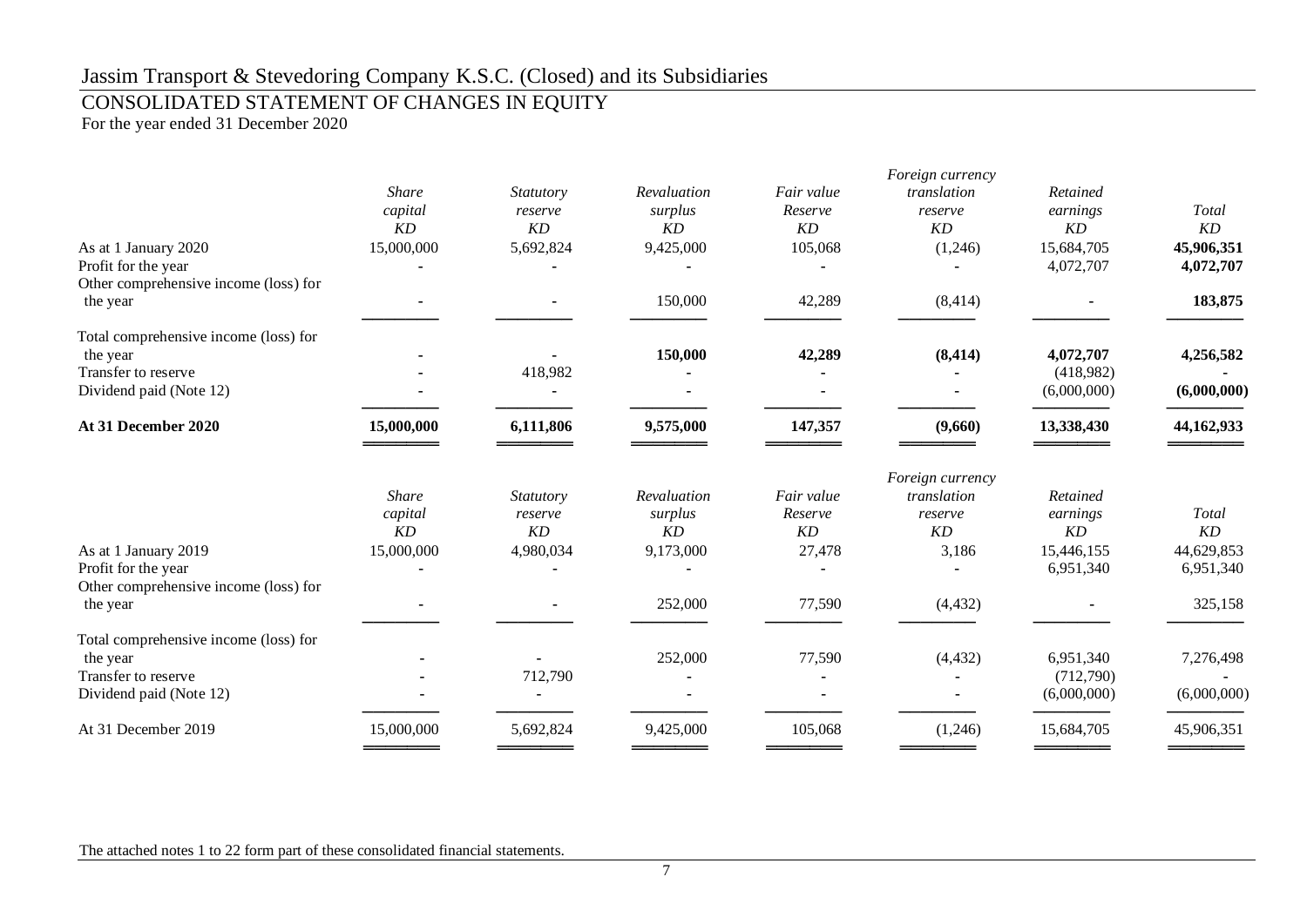# Jassim Transport & Stevedoring Company K.S.C. (Closed) and its Subsidiaries

## CONSOLIDATED STATEMENT OF CHANGES IN EQUITY

For the year ended 31 December 2020

| | *Share capital* *KD* | *Statutory reserve* *KD* | *Revaluation surplus* *KD* | *Fair value Reserve* *KD* | *Foreign currency translation reserve* *KD* | *Retained earnings* *KD* | *Total* *KD* |
|---|---|---|---|---|---|---|---|
| As at 1 January 2020 | 15,000,000 | 5,692,824 | 9,425,000 | 105,068 | (1,246) | 15,684,705 | **45,906,351** |
| Profit for the year | - | - | - | - | - | 4,072,707 | **4,072,707** |
| Other comprehensive income (loss) for the year | - | - | 150,000 | 42,289 | (8,414) | - | **183,875** |
| Total comprehensive income (loss) for the year | - | - | **150,000** | **42,289** | **(8,414)** | **4,072,707** | **4,256,582** |
| Transfer to reserve | - | 418,982 | - | - | - | (418,982) | - |
| Dividend paid (Note 12) | - | - | - | - | - | (6,000,000) | **(6,000,000)** |
| **At 31 December 2020** | **15,000,000** | **6,111,806** | **9,575,000** | **147,357** | **(9,660)** | **13,338,430** | **44,162,933** |

| | *Share capital* *KD* | *Statutory reserve* *KD* | *Revaluation surplus* *KD* | *Fair value Reserve* *KD* | *Foreign currency translation reserve* *KD* | *Retained earnings* *KD* | *Total* *KD* |
|---|---|---|---|---|---|---|---|
| As at 1 January 2019 | 15,000,000 | 4,980,034 | 9,173,000 | 27,478 | 3,186 | 15,446,155 | 44,629,853 |
| Profit for the year | - | - | - | - | - | 6,951,340 | 6,951,340 |
| Other comprehensive income (loss) for the year | - | - | 252,000 | 77,590 | (4,432) | - | 325,158 |
| Total comprehensive income (loss) for the year | - | - | 252,000 | 77,590 | (4,432) | 6,951,340 | 7,276,498 |
| Transfer to reserve | - | 712,790 | - | - | - | (712,790) | - |
| Dividend paid (Note 12) | - | - | - | - | - | (6,000,000) | (6,000,000) |
| At 31 December 2019 | 15,000,000 | 5,692,824 | 9,425,000 | 105,068 | (1,246) | 15,684,705 | 45,906,351 |

The attached notes 1 to 22 form part of these consolidated financial statements.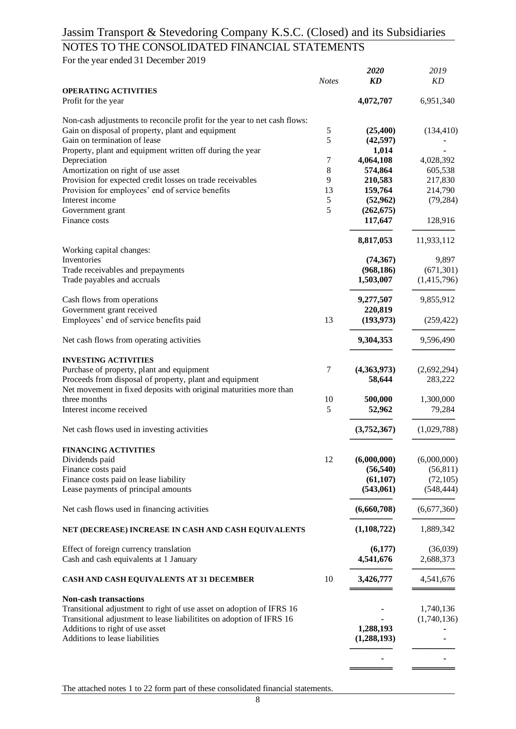# Jassim Transport & Stevedoring Company K.S.C. (Closed) and its Subsidiaries

## NOTES TO THE CONSOLIDATED FINANCIAL STATEMENTS

For the year ended 31 December 2019

| | *Notes* | ***2020*** ***KD*** | *2019* *KD* |
|---|---|---|---|
| **OPERATING ACTIVITIES** | | | |
| Profit for the year | | **4,072,707** | 6,951,340 |
| Non-cash adjustments to reconcile profit for the year to net cash flows: | | | |
| Gain on disposal of property, plant and equipment | 5 | **(25,400)** | (134,410) |
| Gain on termination of lease | 5 | **(42,597)** | - |
| Property, plant and equipment written off during the year | | **1,014** | - |
| Depreciation | 7 | **4,064,108** | 4,028,392 |
| Amortization on right of use asset | 8 | **574,864** | 605,538 |
| Provision for expected credit losses on trade receivables | 9 | **210,583** | 217,830 |
| Provision for employees' end of service benefits | 13 | **159,764** | 214,790 |
| Interest income | 5 | **(52,962)** | (79,284) |
| Government grant | 5 | **(262,675)** | |
| Finance costs | | **117,647** | 128,916 |
| | | **8,817,053** | 11,933,112 |
| Working capital changes: | | | |
| Inventories | | **(74,367)** | 9,897 |
| Trade receivables and prepayments | | **(968,186)** | (671,301) |
| Trade payables and accruals | | **1,503,007** | (1,415,796) |
| Cash flows from operations | | **9,277,507** | 9,855,912 |
| Government grant received | | **220,819** | |
| Employees' end of service benefits paid | 13 | **(193,973)** | (259,422) |
| Net cash flows from operating activities | | **9,304,353** | 9,596,490 |
| **INVESTING ACTIVITIES** | | | |
| Purchase of property, plant and equipment | 7 | **(4,363,973)** | (2,692,294) |
| Proceeds from disposal of property, plant and equipment | | **58,644** | 283,222 |
| Net movement in fixed deposits with original maturities more than three months | 10 | **500,000** | 1,300,000 |
| Interest income received | 5 | **52,962** | 79,284 |
| Net cash flows used in investing activities | | **(3,752,367)** | (1,029,788) |
| **FINANCING ACTIVITIES** | | | |
| Dividends paid | 12 | **(6,000,000)** | (6,000,000) |
| Finance costs paid | | **(56,540)** | (56,811) |
| Finance costs paid on lease liability | | **(61,107)** | (72,105) |
| Lease payments of principal amounts | | **(543,061)** | (548,444) |
| Net cash flows used in financing activities | | **(6,660,708)** | (6,677,360) |
| **NET (DECREASE) INCREASE IN CASH AND CASH EQUIVALENTS** | | **(1,108,722)** | 1,889,342 |
| Effect of foreign currency translation | | **(6,177)** | (36,039) |
| Cash and cash equivalents at 1 January | | **4,541,676** | 2,688,373 |
| **CASH AND CASH EQUIVALENTS AT 31 DECEMBER** | 10 | **3,426,777** | 4,541,676 |
| **Non-cash transactions** | | | |
| Transitional adjustment to right of use asset on adoption of IFRS 16 | | **-** | 1,740,136 |
| Transitional adjustment to lease liabilitites on adoption of IFRS 16 | | **-** | (1,740,136) |
| Additions to right of use asset | | **1,288,193** | - |
| Additions to lease liabilities | | **(1,288,193)** | - |
| | | **-** | - |

The attached notes 1 to 22 form part of these consolidated financial statements.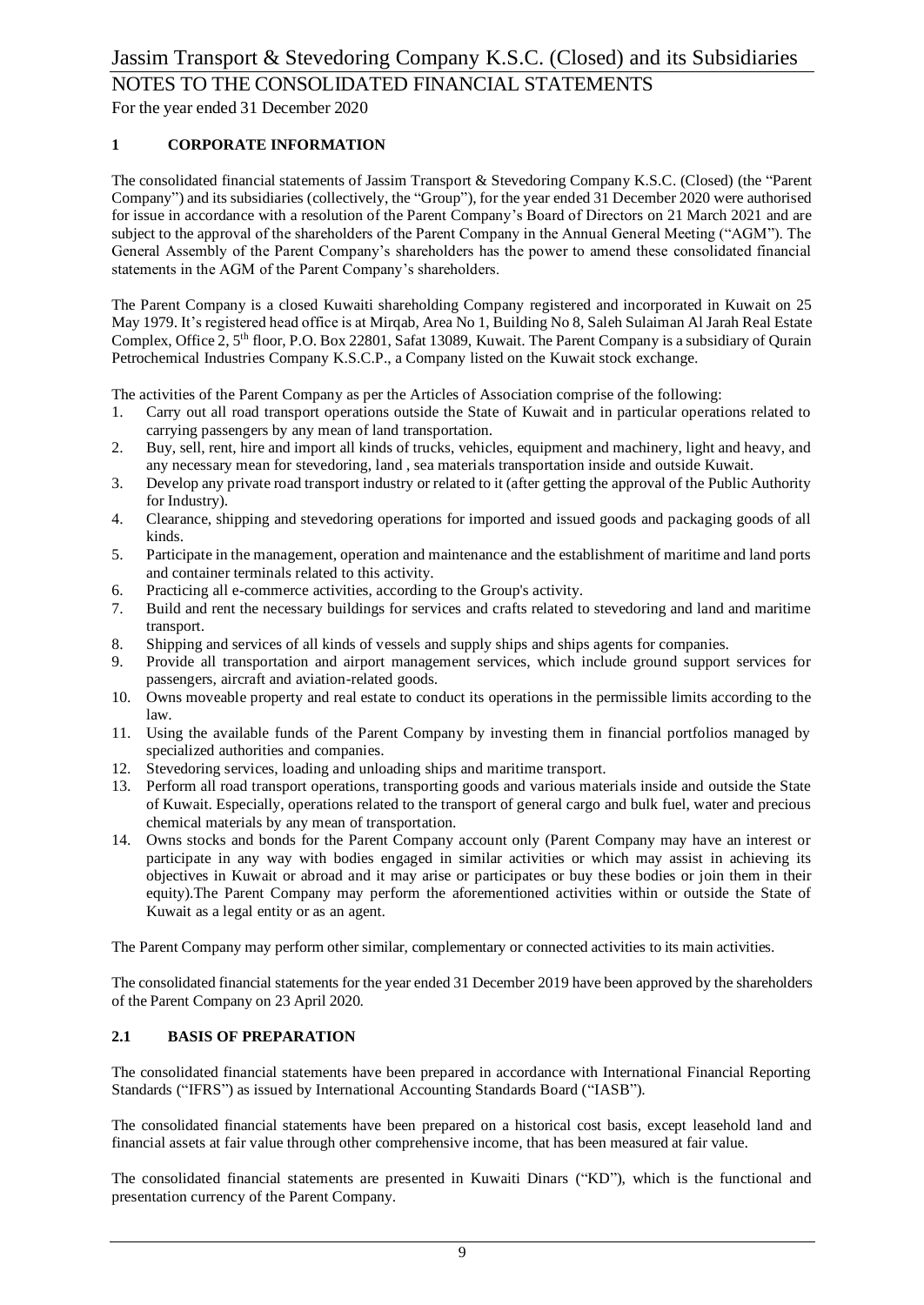## 1 CORPORATE INFORMATION

The consolidated financial statements of Jassim Transport & Stevedoring Company K.S.C. (Closed) (the "Parent Company") and its subsidiaries (collectively, the "Group"), for the year ended 31 December 2020 were authorised for issue in accordance with a resolution of the Parent Company's Board of Directors on 21 March 2021 and are subject to the approval of the shareholders of the Parent Company in the Annual General Meeting ("AGM"). The General Assembly of the Parent Company's shareholders has the power to amend these consolidated financial statements in the AGM of the Parent Company's shareholders.

The Parent Company is a closed Kuwaiti shareholding Company registered and incorporated in Kuwait on 25 May 1979. It's registered head office is at Mirqab, Area No 1, Building No 8, Saleh Sulaiman Al Jarah Real Estate Complex, Office 2, 5th floor, P.O. Box 22801, Safat 13089, Kuwait. The Parent Company is a subsidiary of Qurain Petrochemical Industries Company K.S.C.P., a Company listed on the Kuwait stock exchange.

The activities of the Parent Company as per the Articles of Association comprise of the following:

1. Carry out all road transport operations outside the State of Kuwait and in particular operations related to carrying passengers by any mean of land transportation.
2. Buy, sell, rent, hire and import all kinds of trucks, vehicles, equipment and machinery, light and heavy, and any necessary mean for stevedoring, land , sea materials transportation inside and outside Kuwait.
3. Develop any private road transport industry or related to it (after getting the approval of the Public Authority for Industry).
4. Clearance, shipping and stevedoring operations for imported and issued goods and packaging goods of all kinds.
5. Participate in the management, operation and maintenance and the establishment of maritime and land ports and container terminals related to this activity.
6. Practicing all e-commerce activities, according to the Group's activity.
7. Build and rent the necessary buildings for services and crafts related to stevedoring and land and maritime transport.
8. Shipping and services of all kinds of vessels and supply ships and ships agents for companies.
9. Provide all transportation and airport management services, which include ground support services for passengers, aircraft and aviation-related goods.
10. Owns moveable property and real estate to conduct its operations in the permissible limits according to the law.
11. Using the available funds of the Parent Company by investing them in financial portfolios managed by specialized authorities and companies.
12. Stevedoring services, loading and unloading ships and maritime transport.
13. Perform all road transport operations, transporting goods and various materials inside and outside the State of Kuwait. Especially, operations related to the transport of general cargo and bulk fuel, water and precious chemical materials by any mean of transportation.
14. Owns stocks and bonds for the Parent Company account only (Parent Company may have an interest or participate in any way with bodies engaged in similar activities or which may assist in achieving its objectives in Kuwait or abroad and it may arise or participates or buy these bodies or join them in their equity).The Parent Company may perform the aforementioned activities within or outside the State of Kuwait as a legal entity or as an agent.

The Parent Company may perform other similar, complementary or connected activities to its main activities.

The consolidated financial statements for the year ended 31 December 2019 have been approved by the shareholders of the Parent Company on 23 April 2020.

## 2.1 BASIS OF PREPARATION

The consolidated financial statements have been prepared in accordance with International Financial Reporting Standards ("IFRS") as issued by International Accounting Standards Board ("IASB").

The consolidated financial statements have been prepared on a historical cost basis, except leasehold land and financial assets at fair value through other comprehensive income, that has been measured at fair value.

The consolidated financial statements are presented in Kuwaiti Dinars ("KD"), which is the functional and presentation currency of the Parent Company.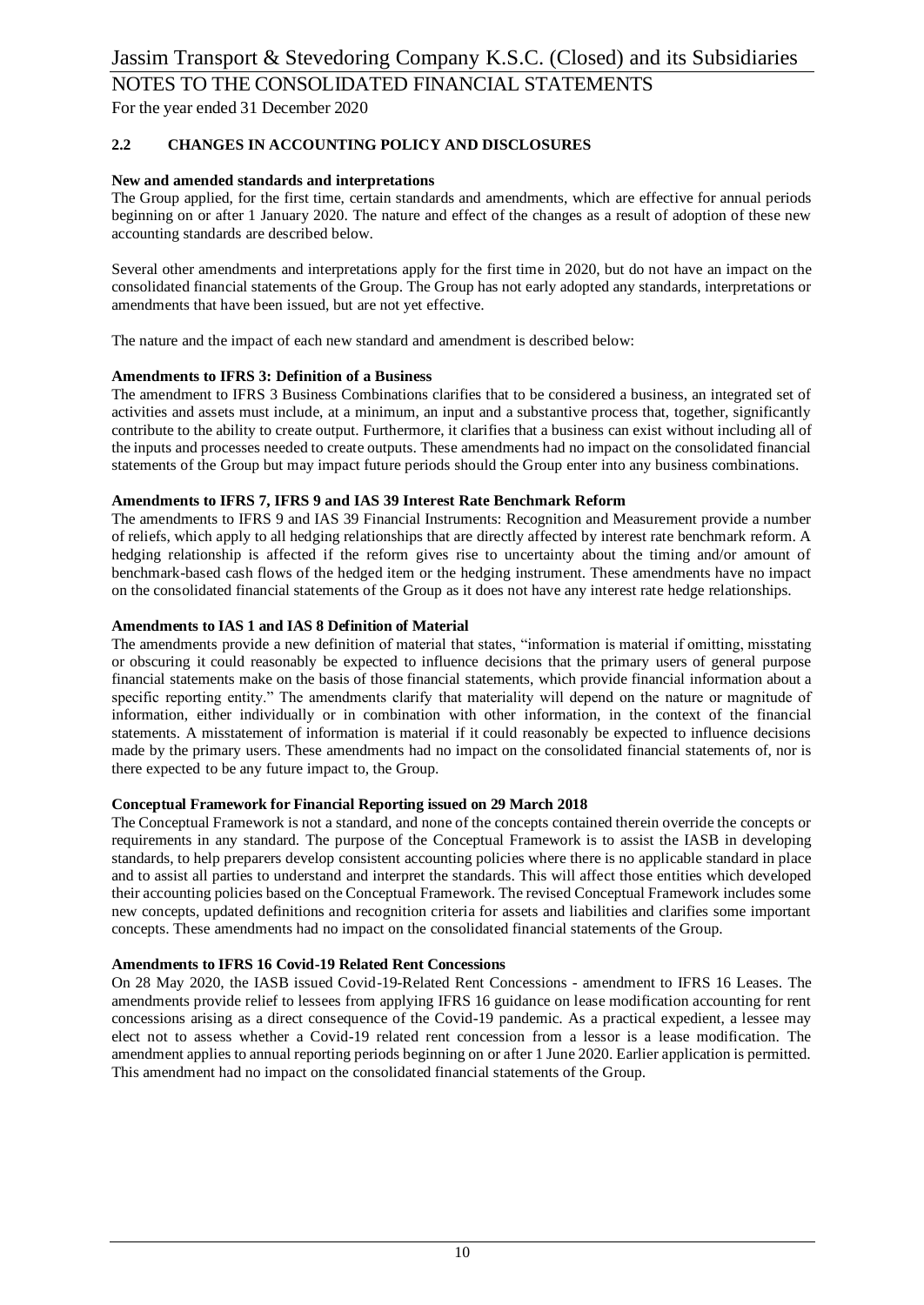## 2.2 CHANGES IN ACCOUNTING POLICY AND DISCLOSURES

**New and amended standards and interpretations**

The Group applied, for the first time, certain standards and amendments, which are effective for annual periods beginning on or after 1 January 2020. The nature and effect of the changes as a result of adoption of these new accounting standards are described below.

Several other amendments and interpretations apply for the first time in 2020, but do not have an impact on the consolidated financial statements of the Group. The Group has not early adopted any standards, interpretations or amendments that have been issued, but are not yet effective.

The nature and the impact of each new standard and amendment is described below:

**Amendments to IFRS 3: Definition of a Business**

The amendment to IFRS 3 Business Combinations clarifies that to be considered a business, an integrated set of activities and assets must include, at a minimum, an input and a substantive process that, together, significantly contribute to the ability to create output. Furthermore, it clarifies that a business can exist without including all of the inputs and processes needed to create outputs. These amendments had no impact on the consolidated financial statements of the Group but may impact future periods should the Group enter into any business combinations.

**Amendments to IFRS 7, IFRS 9 and IAS 39 Interest Rate Benchmark Reform**

The amendments to IFRS 9 and IAS 39 Financial Instruments: Recognition and Measurement provide a number of reliefs, which apply to all hedging relationships that are directly affected by interest rate benchmark reform. A hedging relationship is affected if the reform gives rise to uncertainty about the timing and/or amount of benchmark-based cash flows of the hedged item or the hedging instrument. These amendments have no impact on the consolidated financial statements of the Group as it does not have any interest rate hedge relationships.

**Amendments to IAS 1 and IAS 8 Definition of Material**

The amendments provide a new definition of material that states, "information is material if omitting, misstating or obscuring it could reasonably be expected to influence decisions that the primary users of general purpose financial statements make on the basis of those financial statements, which provide financial information about a specific reporting entity." The amendments clarify that materiality will depend on the nature or magnitude of information, either individually or in combination with other information, in the context of the financial statements. A misstatement of information is material if it could reasonably be expected to influence decisions made by the primary users. These amendments had no impact on the consolidated financial statements of, nor is there expected to be any future impact to, the Group.

**Conceptual Framework for Financial Reporting issued on 29 March 2018**

The Conceptual Framework is not a standard, and none of the concepts contained therein override the concepts or requirements in any standard. The purpose of the Conceptual Framework is to assist the IASB in developing standards, to help preparers develop consistent accounting policies where there is no applicable standard in place and to assist all parties to understand and interpret the standards. This will affect those entities which developed their accounting policies based on the Conceptual Framework. The revised Conceptual Framework includes some new concepts, updated definitions and recognition criteria for assets and liabilities and clarifies some important concepts. These amendments had no impact on the consolidated financial statements of the Group.

**Amendments to IFRS 16 Covid-19 Related Rent Concessions**

On 28 May 2020, the IASB issued Covid-19-Related Rent Concessions - amendment to IFRS 16 Leases. The amendments provide relief to lessees from applying IFRS 16 guidance on lease modification accounting for rent concessions arising as a direct consequence of the Covid-19 pandemic. As a practical expedient, a lessee may elect not to assess whether a Covid-19 related rent concession from a lessor is a lease modification. The amendment applies to annual reporting periods beginning on or after 1 June 2020. Earlier application is permitted. This amendment had no impact on the consolidated financial statements of the Group.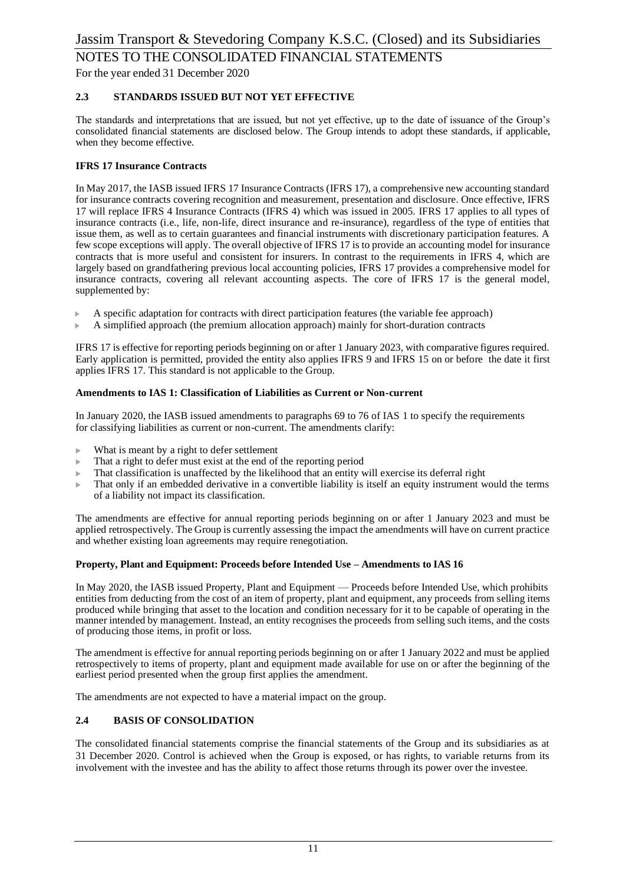## 2.3 STANDARDS ISSUED BUT NOT YET EFFECTIVE

The standards and interpretations that are issued, but not yet effective, up to the date of issuance of the Group's consolidated financial statements are disclosed below. The Group intends to adopt these standards, if applicable, when they become effective.

**IFRS 17 Insurance Contracts**

In May 2017, the IASB issued IFRS 17 Insurance Contracts (IFRS 17), a comprehensive new accounting standard for insurance contracts covering recognition and measurement, presentation and disclosure. Once effective, IFRS 17 will replace IFRS 4 Insurance Contracts (IFRS 4) which was issued in 2005. IFRS 17 applies to all types of insurance contracts (i.e., life, non-life, direct insurance and re-insurance), regardless of the type of entities that issue them, as well as to certain guarantees and financial instruments with discretionary participation features. A few scope exceptions will apply. The overall objective of IFRS 17 is to provide an accounting model for insurance contracts that is more useful and consistent for insurers. In contrast to the requirements in IFRS 4, which are largely based on grandfathering previous local accounting policies, IFRS 17 provides a comprehensive model for insurance contracts, covering all relevant accounting aspects. The core of IFRS 17 is the general model, supplemented by:

- A specific adaptation for contracts with direct participation features (the variable fee approach)
- A simplified approach (the premium allocation approach) mainly for short-duration contracts

IFRS 17 is effective for reporting periods beginning on or after 1 January 2023, with comparative figures required. Early application is permitted, provided the entity also applies IFRS 9 and IFRS 15 on or before the date it first applies IFRS 17. This standard is not applicable to the Group.

**Amendments to IAS 1: Classification of Liabilities as Current or Non-current**

In January 2020, the IASB issued amendments to paragraphs 69 to 76 of IAS 1 to specify the requirements for classifying liabilities as current or non-current. The amendments clarify:

- What is meant by a right to defer settlement
- That a right to defer must exist at the end of the reporting period
- That classification is unaffected by the likelihood that an entity will exercise its deferral right
- That only if an embedded derivative in a convertible liability is itself an equity instrument would the terms of a liability not impact its classification.

The amendments are effective for annual reporting periods beginning on or after 1 January 2023 and must be applied retrospectively. The Group is currently assessing the impact the amendments will have on current practice and whether existing loan agreements may require renegotiation.

**Property, Plant and Equipment: Proceeds before Intended Use – Amendments to IAS 16**

In May 2020, the IASB issued Property, Plant and Equipment — Proceeds before Intended Use, which prohibits entities from deducting from the cost of an item of property, plant and equipment, any proceeds from selling items produced while bringing that asset to the location and condition necessary for it to be capable of operating in the manner intended by management. Instead, an entity recognises the proceeds from selling such items, and the costs of producing those items, in profit or loss.

The amendment is effective for annual reporting periods beginning on or after 1 January 2022 and must be applied retrospectively to items of property, plant and equipment made available for use on or after the beginning of the earliest period presented when the group first applies the amendment.

The amendments are not expected to have a material impact on the group.

## 2.4 BASIS OF CONSOLIDATION

The consolidated financial statements comprise the financial statements of the Group and its subsidiaries as at 31 December 2020. Control is achieved when the Group is exposed, or has rights, to variable returns from its involvement with the investee and has the ability to affect those returns through its power over the investee.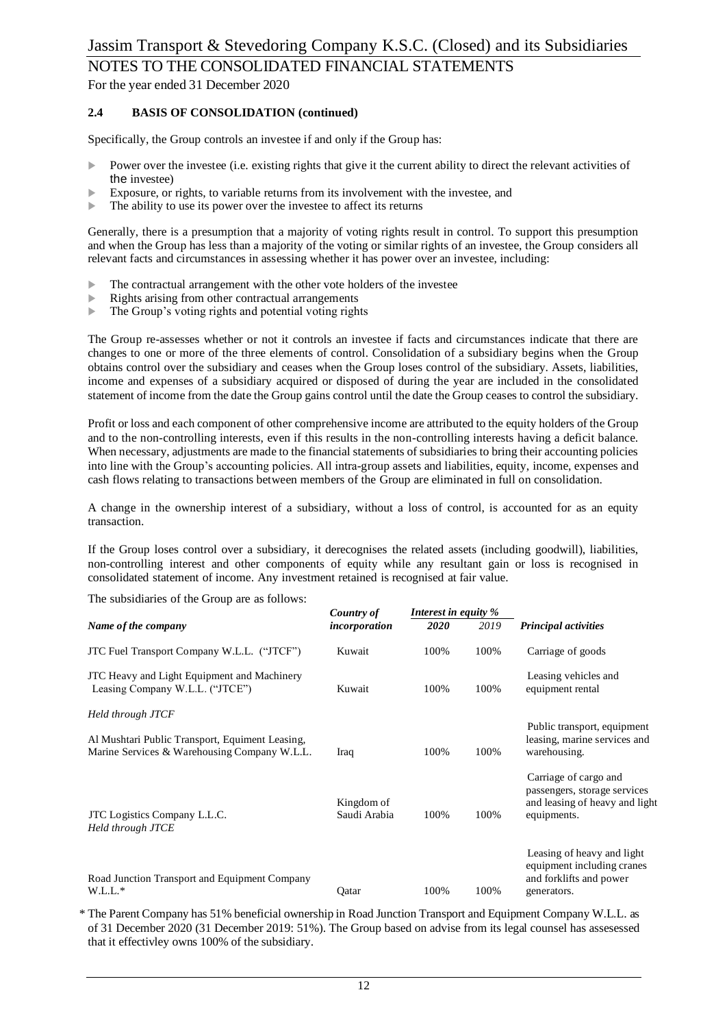### 2.4 BASIS OF CONSOLIDATION (continued)

Specifically, the Group controls an investee if and only if the Group has:

- Power over the investee (i.e. existing rights that give it the current ability to direct the relevant activities of the investee)
- Exposure, or rights, to variable returns from its involvement with the investee, and
- The ability to use its power over the investee to affect its returns

Generally, there is a presumption that a majority of voting rights result in control. To support this presumption and when the Group has less than a majority of the voting or similar rights of an investee, the Group considers all relevant facts and circumstances in assessing whether it has power over an investee, including:

- The contractual arrangement with the other vote holders of the investee
- Rights arising from other contractual arrangements
- The Group's voting rights and potential voting rights

The Group re-assesses whether or not it controls an investee if facts and circumstances indicate that there are changes to one or more of the three elements of control. Consolidation of a subsidiary begins when the Group obtains control over the subsidiary and ceases when the Group loses control of the subsidiary. Assets, liabilities, income and expenses of a subsidiary acquired or disposed of during the year are included in the consolidated statement of income from the date the Group gains control until the date the Group ceases to control the subsidiary.

Profit or loss and each component of other comprehensive income are attributed to the equity holders of the Group and to the non-controlling interests, even if this results in the non-controlling interests having a deficit balance. When necessary, adjustments are made to the financial statements of subsidiaries to bring their accounting policies into line with the Group's accounting policies. All intra-group assets and liabilities, equity, income, expenses and cash flows relating to transactions between members of the Group are eliminated in full on consolidation.

A change in the ownership interest of a subsidiary, without a loss of control, is accounted for as an equity transaction.

If the Group loses control over a subsidiary, it derecognises the related assets (including goodwill), liabilities, non-controlling interest and other components of equity while any resultant gain or loss is recognised in consolidated statement of income. Any investment retained is recognised at fair value.

The subsidiaries of the Group are as follows:

| *Name of the company* | *Country of incorporation* | *Interest in equity %* 2020 | 2019 | *Principal activities* |
|---|---|---|---|---|
| JTC Fuel Transport Company W.L.L. ("JTCF") | Kuwait | 100% | 100% | Carriage of goods |
| JTC Heavy and Light Equipment and Machinery Leasing Company W.L.L. ("JTCE") | Kuwait | 100% | 100% | Leasing vehicles and equipment rental |
| *Held through JTCF* | | | | |
| Al Mushtari Public Transport, Equiment Leasing, Marine Services & Warehousing Company W.L.L. | Iraq | 100% | 100% | Public transport, equipment leasing, marine services and warehousing. |
| JTC Logistics Company L.L.C. | Kingdom of Saudi Arabia | 100% | 100% | Carriage of cargo and passengers, storage services and leasing of heavy and light equipments. |
| *Held through JTCE* | | | | |
| Road Junction Transport and Equipment Company W.L.L.* | Qatar | 100% | 100% | Leasing of heavy and light equipment including cranes and forklifts and power generators. |

\* The Parent Company has 51% beneficial ownership in Road Junction Transport and Equipment Company W.L.L. as of 31 December 2020 (31 December 2019: 51%). The Group based on advise from its legal counsel has assesessed that it effectivley owns 100% of the subsidiary.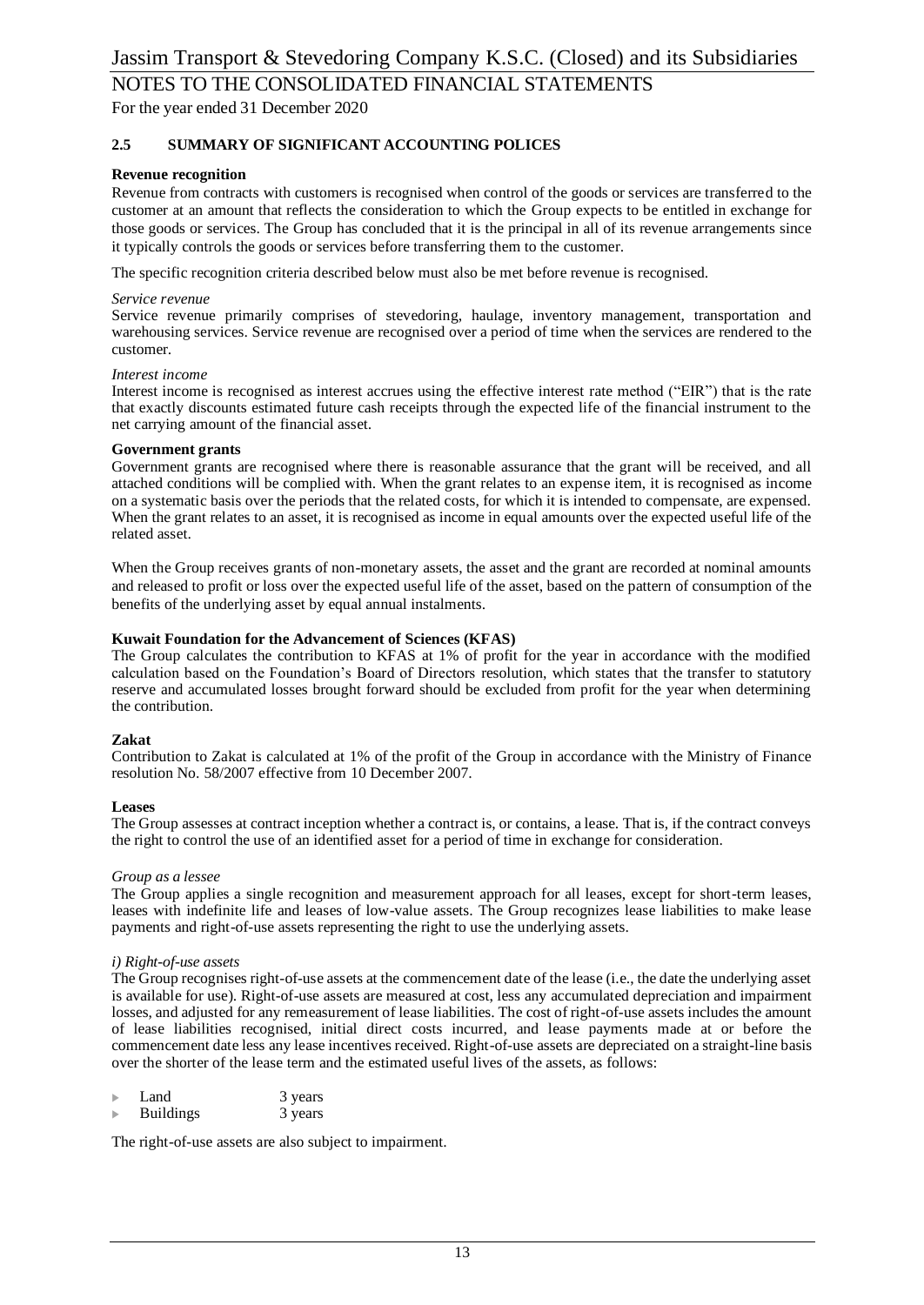### 2.5 SUMMARY OF SIGNIFICANT ACCOUNTING POLICES

**Revenue recognition**

Revenue from contracts with customers is recognised when control of the goods or services are transferred to the customer at an amount that reflects the consideration to which the Group expects to be entitled in exchange for those goods or services. The Group has concluded that it is the principal in all of its revenue arrangements since it typically controls the goods or services before transferring them to the customer.

The specific recognition criteria described below must also be met before revenue is recognised.

*Service revenue*

Service revenue primarily comprises of stevedoring, haulage, inventory management, transportation and warehousing services. Service revenue are recognised over a period of time when the services are rendered to the customer.

*Interest income*

Interest income is recognised as interest accrues using the effective interest rate method ("EIR") that is the rate that exactly discounts estimated future cash receipts through the expected life of the financial instrument to the net carrying amount of the financial asset.

**Government grants**

Government grants are recognised where there is reasonable assurance that the grant will be received, and all attached conditions will be complied with. When the grant relates to an expense item, it is recognised as income on a systematic basis over the periods that the related costs, for which it is intended to compensate, are expensed. When the grant relates to an asset, it is recognised as income in equal amounts over the expected useful life of the related asset.

When the Group receives grants of non-monetary assets, the asset and the grant are recorded at nominal amounts and released to profit or loss over the expected useful life of the asset, based on the pattern of consumption of the benefits of the underlying asset by equal annual instalments.

**Kuwait Foundation for the Advancement of Sciences (KFAS)**

The Group calculates the contribution to KFAS at 1% of profit for the year in accordance with the modified calculation based on the Foundation's Board of Directors resolution, which states that the transfer to statutory reserve and accumulated losses brought forward should be excluded from profit for the year when determining the contribution.

**Zakat**

Contribution to Zakat is calculated at 1% of the profit of the Group in accordance with the Ministry of Finance resolution No. 58/2007 effective from 10 December 2007.

**Leases**

The Group assesses at contract inception whether a contract is, or contains, a lease. That is, if the contract conveys the right to control the use of an identified asset for a period of time in exchange for consideration.

*Group as a lessee*

The Group applies a single recognition and measurement approach for all leases, except for short-term leases, leases with indefinite life and leases of low-value assets. The Group recognizes lease liabilities to make lease payments and right-of-use assets representing the right to use the underlying assets.

*i) Right-of-use assets*

The Group recognises right-of-use assets at the commencement date of the lease (i.e., the date the underlying asset is available for use). Right-of-use assets are measured at cost, less any accumulated depreciation and impairment losses, and adjusted for any remeasurement of lease liabilities. The cost of right-of-use assets includes the amount of lease liabilities recognised, initial direct costs incurred, and lease payments made at or before the commencement date less any lease incentives received. Right-of-use assets are depreciated on a straight-line basis over the shorter of the lease term and the estimated useful lives of the assets, as follows:

- Land 3 years
- Buildings 3 years

The right-of-use assets are also subject to impairment.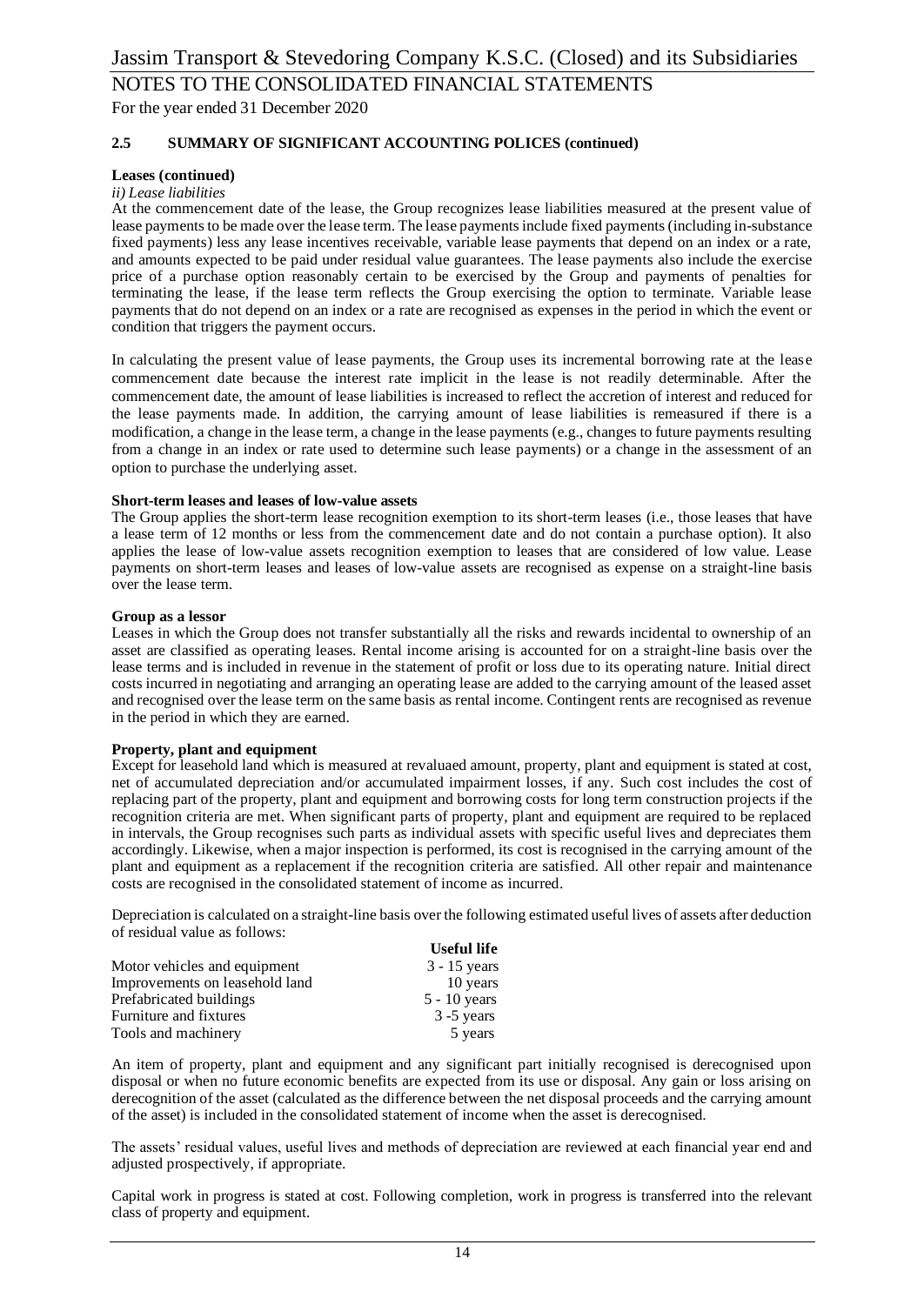## 2.5 SUMMARY OF SIGNIFICANT ACCOUNTING POLICES (continued)

**Leases (continued)**

*ii) Lease liabilities*

At the commencement date of the lease, the Group recognizes lease liabilities measured at the present value of lease payments to be made over the lease term. The lease payments include fixed payments (including in-substance fixed payments) less any lease incentives receivable, variable lease payments that depend on an index or a rate, and amounts expected to be paid under residual value guarantees. The lease payments also include the exercise price of a purchase option reasonably certain to be exercised by the Group and payments of penalties for terminating the lease, if the lease term reflects the Group exercising the option to terminate. Variable lease payments that do not depend on an index or a rate are recognised as expenses in the period in which the event or condition that triggers the payment occurs.

In calculating the present value of lease payments, the Group uses its incremental borrowing rate at the lease commencement date because the interest rate implicit in the lease is not readily determinable. After the commencement date, the amount of lease liabilities is increased to reflect the accretion of interest and reduced for the lease payments made. In addition, the carrying amount of lease liabilities is remeasured if there is a modification, a change in the lease term, a change in the lease payments (e.g., changes to future payments resulting from a change in an index or rate used to determine such lease payments) or a change in the assessment of an option to purchase the underlying asset.

**Short-term leases and leases of low-value assets**

The Group applies the short-term lease recognition exemption to its short-term leases (i.e., those leases that have a lease term of 12 months or less from the commencement date and do not contain a purchase option). It also applies the lease of low-value assets recognition exemption to leases that are considered of low value. Lease payments on short-term leases and leases of low-value assets are recognised as expense on a straight-line basis over the lease term.

**Group as a lessor**

Leases in which the Group does not transfer substantially all the risks and rewards incidental to ownership of an asset are classified as operating leases. Rental income arising is accounted for on a straight-line basis over the lease terms and is included in revenue in the statement of profit or loss due to its operating nature. Initial direct costs incurred in negotiating and arranging an operating lease are added to the carrying amount of the leased asset and recognised over the lease term on the same basis as rental income. Contingent rents are recognised as revenue in the period in which they are earned.

**Property, plant and equipment**

Except for leasehold land which is measured at revaluaed amount, property, plant and equipment is stated at cost, net of accumulated depreciation and/or accumulated impairment losses, if any. Such cost includes the cost of replacing part of the property, plant and equipment and borrowing costs for long term construction projects if the recognition criteria are met. When significant parts of property, plant and equipment are required to be replaced in intervals, the Group recognises such parts as individual assets with specific useful lives and depreciates them accordingly. Likewise, when a major inspection is performed, its cost is recognised in the carrying amount of the plant and equipment as a replacement if the recognition criteria are satisfied. All other repair and maintenance costs are recognised in the consolidated statement of income as incurred.

Depreciation is calculated on a straight-line basis over the following estimated useful lives of assets after deduction of residual value as follows:

| | Useful life |
|---|---|
| Motor vehicles and equipment | 3 - 15 years |
| Improvements on leasehold land | 10 years |
| Prefabricated buildings | 5 - 10 years |
| Furniture and fixtures | 3 -5 years |
| Tools and machinery | 5 years |

An item of property, plant and equipment and any significant part initially recognised is derecognised upon disposal or when no future economic benefits are expected from its use or disposal. Any gain or loss arising on derecognition of the asset (calculated as the difference between the net disposal proceeds and the carrying amount of the asset) is included in the consolidated statement of income when the asset is derecognised.

The assets' residual values, useful lives and methods of depreciation are reviewed at each financial year end and adjusted prospectively, if appropriate.

Capital work in progress is stated at cost. Following completion, work in progress is transferred into the relevant class of property and equipment.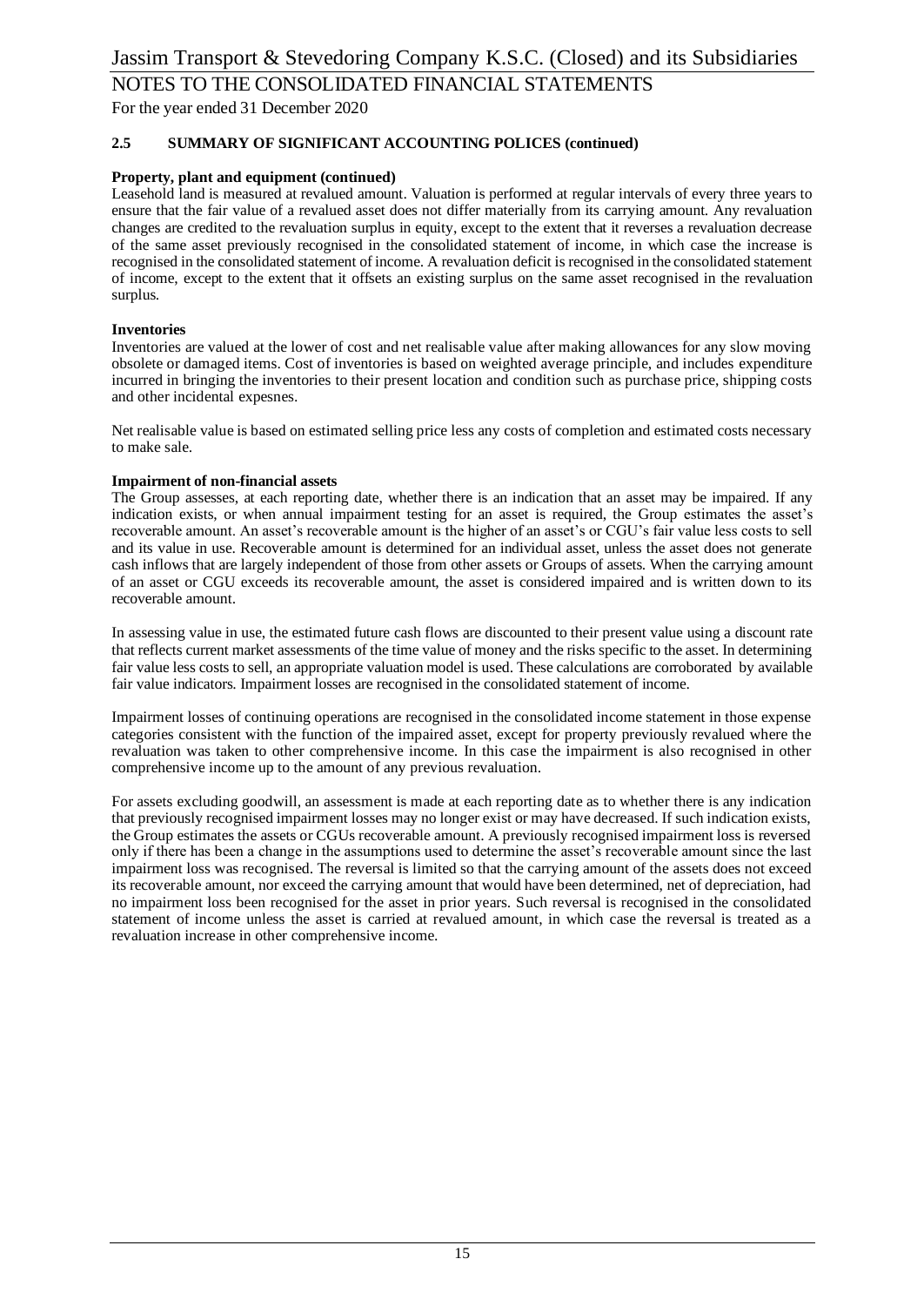### 2.5 SUMMARY OF SIGNIFICANT ACCOUNTING POLICES (continued)

**Property, plant and equipment (continued)**

Leasehold land is measured at revalued amount. Valuation is performed at regular intervals of every three years to ensure that the fair value of a revalued asset does not differ materially from its carrying amount. Any revaluation changes are credited to the revaluation surplus in equity, except to the extent that it reverses a revaluation decrease of the same asset previously recognised in the consolidated statement of income, in which case the increase is recognised in the consolidated statement of income. A revaluation deficit is recognised in the consolidated statement of income, except to the extent that it offsets an existing surplus on the same asset recognised in the revaluation surplus.

**Inventories**

Inventories are valued at the lower of cost and net realisable value after making allowances for any slow moving obsolete or damaged items. Cost of inventories is based on weighted average principle, and includes expenditure incurred in bringing the inventories to their present location and condition such as purchase price, shipping costs and other incidental expesnes.

Net realisable value is based on estimated selling price less any costs of completion and estimated costs necessary to make sale.

**Impairment of non-financial assets**

The Group assesses, at each reporting date, whether there is an indication that an asset may be impaired. If any indication exists, or when annual impairment testing for an asset is required, the Group estimates the asset's recoverable amount. An asset's recoverable amount is the higher of an asset's or CGU's fair value less costs to sell and its value in use. Recoverable amount is determined for an individual asset, unless the asset does not generate cash inflows that are largely independent of those from other assets or Groups of assets. When the carrying amount of an asset or CGU exceeds its recoverable amount, the asset is considered impaired and is written down to its recoverable amount.

In assessing value in use, the estimated future cash flows are discounted to their present value using a discount rate that reflects current market assessments of the time value of money and the risks specific to the asset. In determining fair value less costs to sell, an appropriate valuation model is used. These calculations are corroborated by available fair value indicators. Impairment losses are recognised in the consolidated statement of income.

Impairment losses of continuing operations are recognised in the consolidated income statement in those expense categories consistent with the function of the impaired asset, except for property previously revalued where the revaluation was taken to other comprehensive income. In this case the impairment is also recognised in other comprehensive income up to the amount of any previous revaluation.

For assets excluding goodwill, an assessment is made at each reporting date as to whether there is any indication that previously recognised impairment losses may no longer exist or may have decreased. If such indication exists, the Group estimates the assets or CGUs recoverable amount. A previously recognised impairment loss is reversed only if there has been a change in the assumptions used to determine the asset's recoverable amount since the last impairment loss was recognised. The reversal is limited so that the carrying amount of the assets does not exceed its recoverable amount, nor exceed the carrying amount that would have been determined, net of depreciation, had no impairment loss been recognised for the asset in prior years. Such reversal is recognised in the consolidated statement of income unless the asset is carried at revalued amount, in which case the reversal is treated as a revaluation increase in other comprehensive income.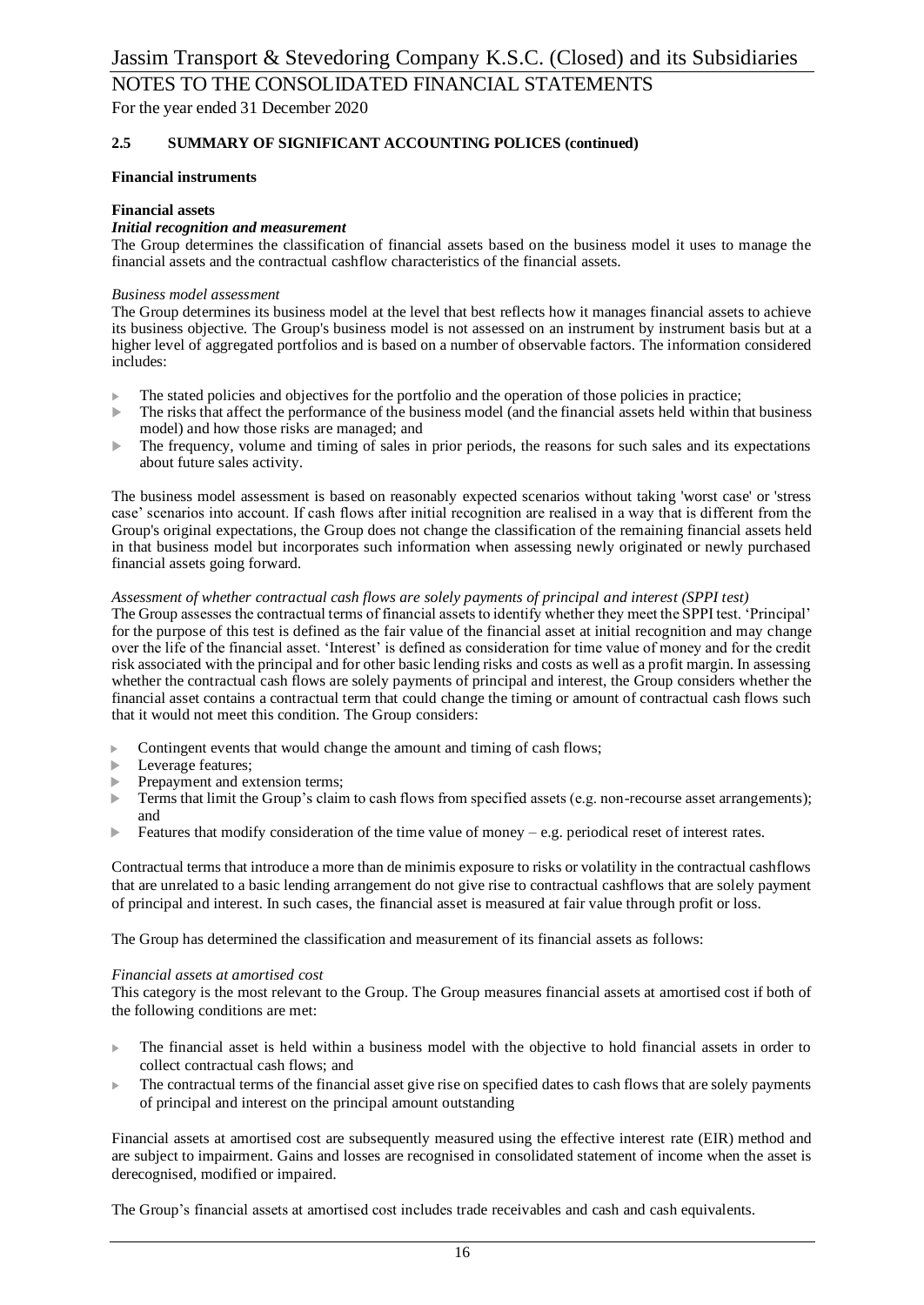### 2.5 SUMMARY OF SIGNIFICANT ACCOUNTING POLICES (continued)

**Financial instruments**

**Financial assets**

***Initial recognition and measurement***

The Group determines the classification of financial assets based on the business model it uses to manage the financial assets and the contractual cashflow characteristics of the financial assets.

*Business model assessment*

The Group determines its business model at the level that best reflects how it manages financial assets to achieve its business objective. The Group's business model is not assessed on an instrument by instrument basis but at a higher level of aggregated portfolios and is based on a number of observable factors. The information considered includes:

- The stated policies and objectives for the portfolio and the operation of those policies in practice;
- The risks that affect the performance of the business model (and the financial assets held within that business model) and how those risks are managed; and
- The frequency, volume and timing of sales in prior periods, the reasons for such sales and its expectations about future sales activity.

The business model assessment is based on reasonably expected scenarios without taking 'worst case' or 'stress case' scenarios into account. If cash flows after initial recognition are realised in a way that is different from the Group's original expectations, the Group does not change the classification of the remaining financial assets held in that business model but incorporates such information when assessing newly originated or newly purchased financial assets going forward.

*Assessment of whether contractual cash flows are solely payments of principal and interest (SPPI test)*

The Group assesses the contractual terms of financial assets to identify whether they meet the SPPI test. 'Principal' for the purpose of this test is defined as the fair value of the financial asset at initial recognition and may change over the life of the financial asset. 'Interest' is defined as consideration for time value of money and for the credit risk associated with the principal and for other basic lending risks and costs as well as a profit margin. In assessing whether the contractual cash flows are solely payments of principal and interest, the Group considers whether the financial asset contains a contractual term that could change the timing or amount of contractual cash flows such that it would not meet this condition. The Group considers:

- Contingent events that would change the amount and timing of cash flows;
- Leverage features;
- Prepayment and extension terms;
- Terms that limit the Group's claim to cash flows from specified assets (e.g. non-recourse asset arrangements); and
- Features that modify consideration of the time value of money – e.g. periodical reset of interest rates.

Contractual terms that introduce a more than de minimis exposure to risks or volatility in the contractual cashflows that are unrelated to a basic lending arrangement do not give rise to contractual cashflows that are solely payment of principal and interest. In such cases, the financial asset is measured at fair value through profit or loss.

The Group has determined the classification and measurement of its financial assets as follows:

*Financial assets at amortised cost*

This category is the most relevant to the Group. The Group measures financial assets at amortised cost if both of the following conditions are met:

- The financial asset is held within a business model with the objective to hold financial assets in order to collect contractual cash flows; and
- The contractual terms of the financial asset give rise on specified dates to cash flows that are solely payments of principal and interest on the principal amount outstanding

Financial assets at amortised cost are subsequently measured using the effective interest rate (EIR) method and are subject to impairment. Gains and losses are recognised in consolidated statement of income when the asset is derecognised, modified or impaired.

The Group's financial assets at amortised cost includes trade receivables and cash and cash equivalents.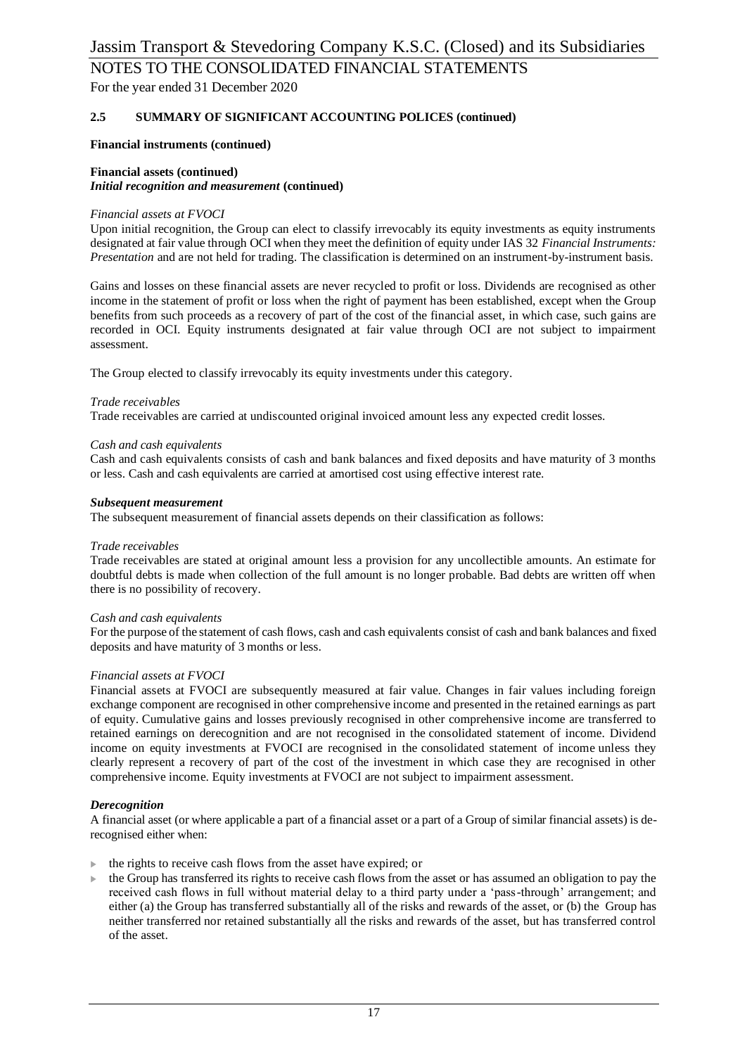### 2.5 SUMMARY OF SIGNIFICANT ACCOUNTING POLICES (continued)

**Financial instruments (continued)**

**Financial assets (continued)**
***Initial recognition and measurement*** **(continued)**

*Financial assets at FVOCI*
Upon initial recognition, the Group can elect to classify irrevocably its equity investments as equity instruments designated at fair value through OCI when they meet the definition of equity under IAS 32 *Financial Instruments: Presentation* and are not held for trading. The classification is determined on an instrument-by-instrument basis.

Gains and losses on these financial assets are never recycled to profit or loss. Dividends are recognised as other income in the statement of profit or loss when the right of payment has been established, except when the Group benefits from such proceeds as a recovery of part of the cost of the financial asset, in which case, such gains are recorded in OCI. Equity instruments designated at fair value through OCI are not subject to impairment assessment.

The Group elected to classify irrevocably its equity investments under this category.

*Trade receivables*
Trade receivables are carried at undiscounted original invoiced amount less any expected credit losses.

*Cash and cash equivalents*
Cash and cash equivalents consists of cash and bank balances and fixed deposits and have maturity of 3 months or less. Cash and cash equivalents are carried at amortised cost using effective interest rate.

***Subsequent measurement***
The subsequent measurement of financial assets depends on their classification as follows:

*Trade receivables*
Trade receivables are stated at original amount less a provision for any uncollectible amounts. An estimate for doubtful debts is made when collection of the full amount is no longer probable. Bad debts are written off when there is no possibility of recovery.

*Cash and cash equivalents*
For the purpose of the statement of cash flows, cash and cash equivalents consist of cash and bank balances and fixed deposits and have maturity of 3 months or less.

*Financial assets at FVOCI*
Financial assets at FVOCI are subsequently measured at fair value. Changes in fair values including foreign exchange component are recognised in other comprehensive income and presented in the retained earnings as part of equity. Cumulative gains and losses previously recognised in other comprehensive income are transferred to retained earnings on derecognition and are not recognised in the consolidated statement of income. Dividend income on equity investments at FVOCI are recognised in the consolidated statement of income unless they clearly represent a recovery of part of the cost of the investment in which case they are recognised in other comprehensive income. Equity investments at FVOCI are not subject to impairment assessment.

***Derecognition***
A financial asset (or where applicable a part of a financial asset or a part of a Group of similar financial assets) is de-recognised either when:

- the rights to receive cash flows from the asset have expired; or
- the Group has transferred its rights to receive cash flows from the asset or has assumed an obligation to pay the received cash flows in full without material delay to a third party under a 'pass-through' arrangement; and either (a) the Group has transferred substantially all of the risks and rewards of the asset, or (b) the Group has neither transferred nor retained substantially all the risks and rewards of the asset, but has transferred control of the asset.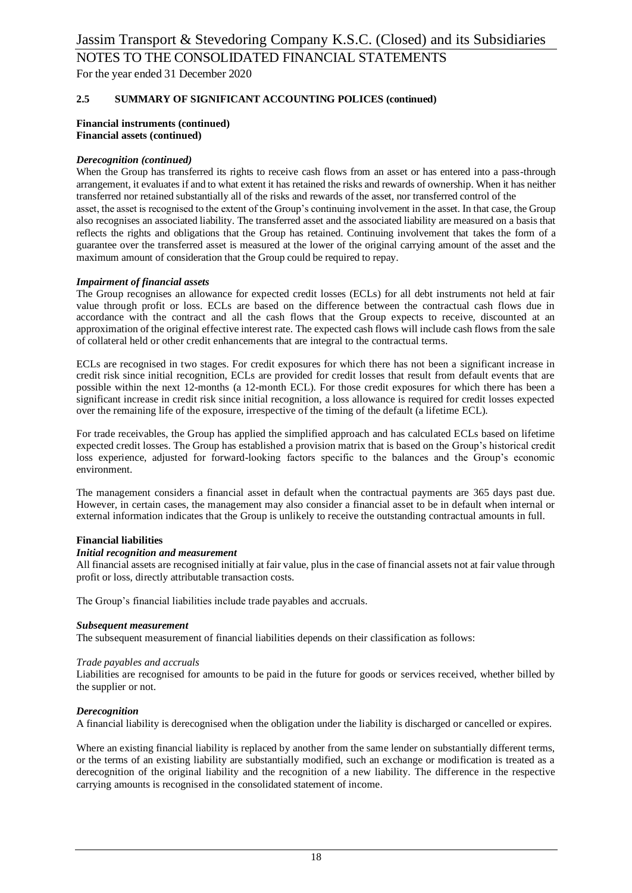## 2.5 SUMMARY OF SIGNIFICANT ACCOUNTING POLICES (continued)

**Financial instruments (continued)**
**Financial assets (continued)**

***Derecognition (continued)***

When the Group has transferred its rights to receive cash flows from an asset or has entered into a pass-through arrangement, it evaluates if and to what extent it has retained the risks and rewards of ownership. When it has neither transferred nor retained substantially all of the risks and rewards of the asset, nor transferred control of the asset, the asset is recognised to the extent of the Group's continuing involvement in the asset. In that case, the Group also recognises an associated liability. The transferred asset and the associated liability are measured on a basis that reflects the rights and obligations that the Group has retained. Continuing involvement that takes the form of a guarantee over the transferred asset is measured at the lower of the original carrying amount of the asset and the maximum amount of consideration that the Group could be required to repay.

***Impairment of financial assets***

The Group recognises an allowance for expected credit losses (ECLs) for all debt instruments not held at fair value through profit or loss. ECLs are based on the difference between the contractual cash flows due in accordance with the contract and all the cash flows that the Group expects to receive, discounted at an approximation of the original effective interest rate. The expected cash flows will include cash flows from the sale of collateral held or other credit enhancements that are integral to the contractual terms.

ECLs are recognised in two stages. For credit exposures for which there has not been a significant increase in credit risk since initial recognition, ECLs are provided for credit losses that result from default events that are possible within the next 12-months (a 12-month ECL). For those credit exposures for which there has been a significant increase in credit risk since initial recognition, a loss allowance is required for credit losses expected over the remaining life of the exposure, irrespective of the timing of the default (a lifetime ECL).

For trade receivables, the Group has applied the simplified approach and has calculated ECLs based on lifetime expected credit losses. The Group has established a provision matrix that is based on the Group's historical credit loss experience, adjusted for forward-looking factors specific to the balances and the Group's economic environment.

The management considers a financial asset in default when the contractual payments are 365 days past due. However, in certain cases, the management may also consider a financial asset to be in default when internal or external information indicates that the Group is unlikely to receive the outstanding contractual amounts in full.

**Financial liabilities**

***Initial recognition and measurement***

All financial assets are recognised initially at fair value, plus in the case of financial assets not at fair value through profit or loss, directly attributable transaction costs.

The Group's financial liabilities include trade payables and accruals.

***Subsequent measurement***

The subsequent measurement of financial liabilities depends on their classification as follows:

*Trade payables and accruals*

Liabilities are recognised for amounts to be paid in the future for goods or services received, whether billed by the supplier or not.

***Derecognition***

A financial liability is derecognised when the obligation under the liability is discharged or cancelled or expires.

Where an existing financial liability is replaced by another from the same lender on substantially different terms, or the terms of an existing liability are substantially modified, such an exchange or modification is treated as a derecognition of the original liability and the recognition of a new liability. The difference in the respective carrying amounts is recognised in the consolidated statement of income.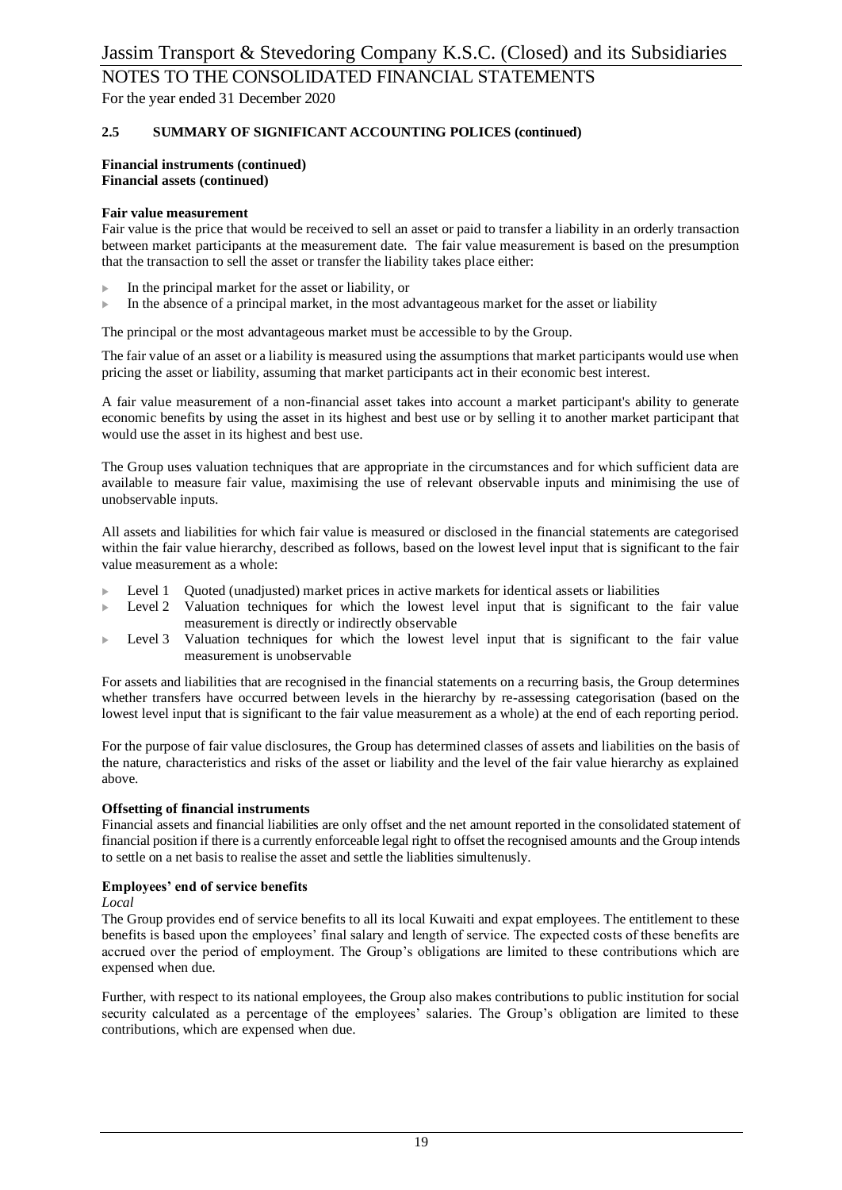### 2.5 SUMMARY OF SIGNIFICANT ACCOUNTING POLICES (continued)

**Financial instruments (continued)**
**Financial assets (continued)**

**Fair value measurement**

Fair value is the price that would be received to sell an asset or paid to transfer a liability in an orderly transaction between market participants at the measurement date. The fair value measurement is based on the presumption that the transaction to sell the asset or transfer the liability takes place either:

- In the principal market for the asset or liability, or
- In the absence of a principal market, in the most advantageous market for the asset or liability

The principal or the most advantageous market must be accessible to by the Group.

The fair value of an asset or a liability is measured using the assumptions that market participants would use when pricing the asset or liability, assuming that market participants act in their economic best interest.

A fair value measurement of a non-financial asset takes into account a market participant's ability to generate economic benefits by using the asset in its highest and best use or by selling it to another market participant that would use the asset in its highest and best use.

The Group uses valuation techniques that are appropriate in the circumstances and for which sufficient data are available to measure fair value, maximising the use of relevant observable inputs and minimising the use of unobservable inputs.

All assets and liabilities for which fair value is measured or disclosed in the financial statements are categorised within the fair value hierarchy, described as follows, based on the lowest level input that is significant to the fair value measurement as a whole:

- Level 1 Quoted (unadjusted) market prices in active markets for identical assets or liabilities
- Level 2 Valuation techniques for which the lowest level input that is significant to the fair value measurement is directly or indirectly observable
- Level 3 Valuation techniques for which the lowest level input that is significant to the fair value measurement is unobservable

For assets and liabilities that are recognised in the financial statements on a recurring basis, the Group determines whether transfers have occurred between levels in the hierarchy by re-assessing categorisation (based on the lowest level input that is significant to the fair value measurement as a whole) at the end of each reporting period.

For the purpose of fair value disclosures, the Group has determined classes of assets and liabilities on the basis of the nature, characteristics and risks of the asset or liability and the level of the fair value hierarchy as explained above.

**Offsetting of financial instruments**

Financial assets and financial liabilities are only offset and the net amount reported in the consolidated statement of financial position if there is a currently enforceable legal right to offset the recognised amounts and the Group intends to settle on a net basis to realise the asset and settle the liablities simultenusly.

**Employees' end of service benefits**

*Local*

The Group provides end of service benefits to all its local Kuwaiti and expat employees. The entitlement to these benefits is based upon the employees' final salary and length of service. The expected costs of these benefits are accrued over the period of employment. The Group's obligations are limited to these contributions which are expensed when due.

Further, with respect to its national employees, the Group also makes contributions to public institution for social security calculated as a percentage of the employees' salaries. The Group's obligation are limited to these contributions, which are expensed when due.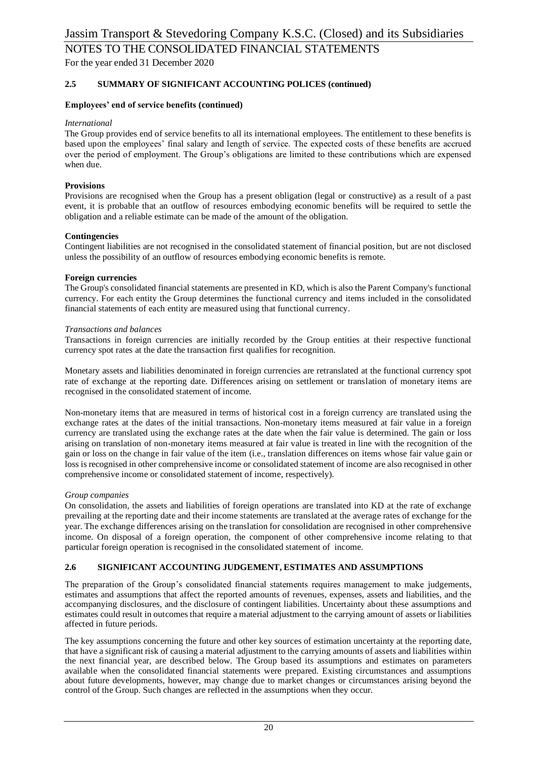### 2.5 SUMMARY OF SIGNIFICANT ACCOUNTING POLICES (continued)

**Employees' end of service benefits (continued)**

*International*

The Group provides end of service benefits to all its international employees. The entitlement to these benefits is based upon the employees' final salary and length of service. The expected costs of these benefits are accrued over the period of employment. The Group's obligations are limited to these contributions which are expensed when due.

**Provisions**

Provisions are recognised when the Group has a present obligation (legal or constructive) as a result of a past event, it is probable that an outflow of resources embodying economic benefits will be required to settle the obligation and a reliable estimate can be made of the amount of the obligation.

**Contingencies**

Contingent liabilities are not recognised in the consolidated statement of financial position, but are not disclosed unless the possibility of an outflow of resources embodying economic benefits is remote.

**Foreign currencies**

The Group's consolidated financial statements are presented in KD, which is also the Parent Company's functional currency. For each entity the Group determines the functional currency and items included in the consolidated financial statements of each entity are measured using that functional currency.

*Transactions and balances*

Transactions in foreign currencies are initially recorded by the Group entities at their respective functional currency spot rates at the date the transaction first qualifies for recognition.

Monetary assets and liabilities denominated in foreign currencies are retranslated at the functional currency spot rate of exchange at the reporting date. Differences arising on settlement or translation of monetary items are recognised in the consolidated statement of income.

Non-monetary items that are measured in terms of historical cost in a foreign currency are translated using the exchange rates at the dates of the initial transactions. Non-monetary items measured at fair value in a foreign currency are translated using the exchange rates at the date when the fair value is determined. The gain or loss arising on translation of non-monetary items measured at fair value is treated in line with the recognition of the gain or loss on the change in fair value of the item (i.e., translation differences on items whose fair value gain or loss is recognised in other comprehensive income or consolidated statement of income are also recognised in other comprehensive income or consolidated statement of income, respectively).

*Group companies*

On consolidation, the assets and liabilities of foreign operations are translated into KD at the rate of exchange prevailing at the reporting date and their income statements are translated at the average rates of exchange for the year. The exchange differences arising on the translation for consolidation are recognised in other comprehensive income. On disposal of a foreign operation, the component of other comprehensive income relating to that particular foreign operation is recognised in the consolidated statement of income.

### 2.6 SIGNIFICANT ACCOUNTING JUDGEMENT, ESTIMATES AND ASSUMPTIONS

The preparation of the Group's consolidated financial statements requires management to make judgements, estimates and assumptions that affect the reported amounts of revenues, expenses, assets and liabilities, and the accompanying disclosures, and the disclosure of contingent liabilities. Uncertainty about these assumptions and estimates could result in outcomes that require a material adjustment to the carrying amount of assets or liabilities affected in future periods.

The key assumptions concerning the future and other key sources of estimation uncertainty at the reporting date, that have a significant risk of causing a material adjustment to the carrying amounts of assets and liabilities within the next financial year, are described below. The Group based its assumptions and estimates on parameters available when the consolidated financial statements were prepared. Existing circumstances and assumptions about future developments, however, may change due to market changes or circumstances arising beyond the control of the Group. Such changes are reflected in the assumptions when they occur.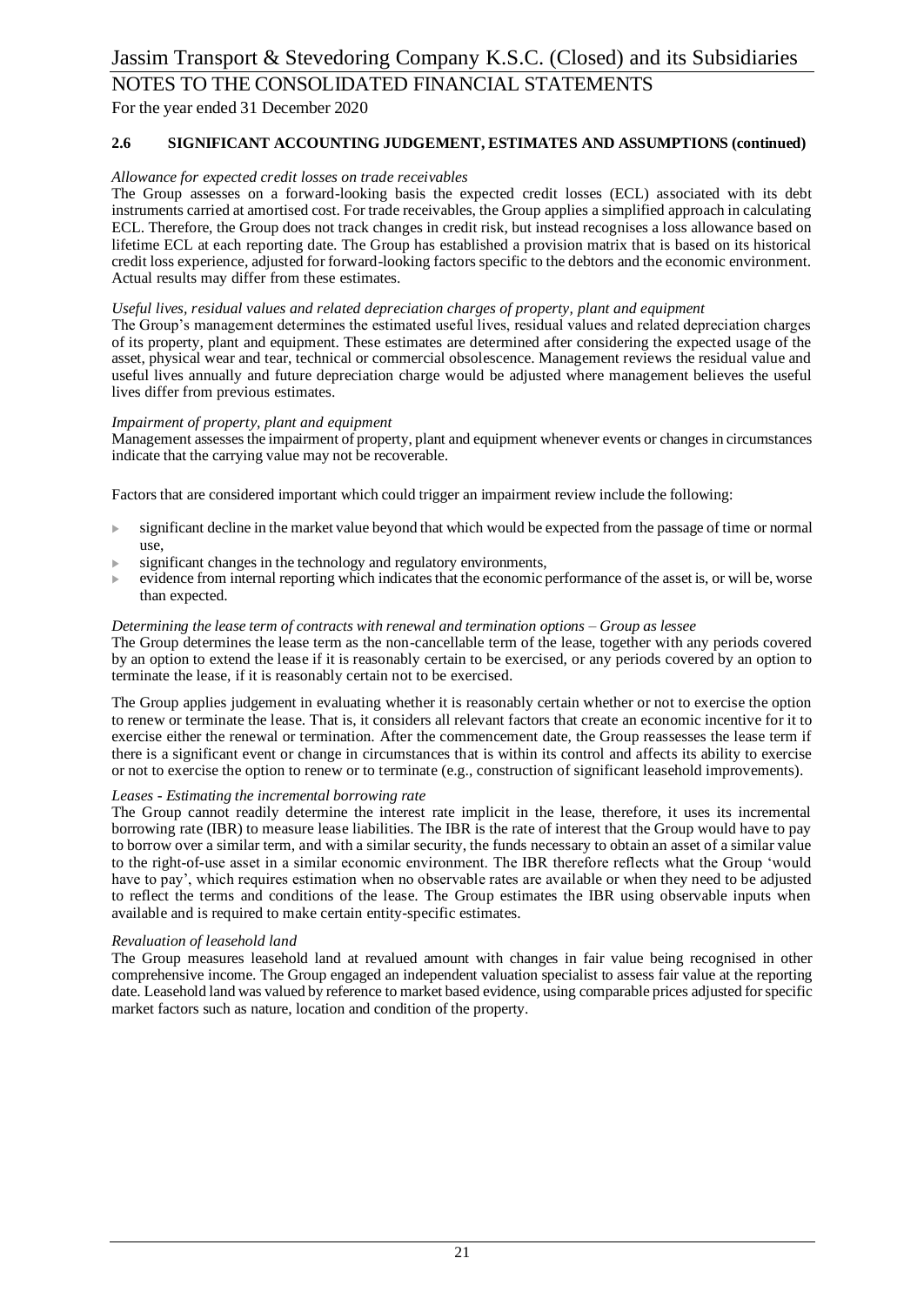### 2.6 SIGNIFICANT ACCOUNTING JUDGEMENT, ESTIMATES AND ASSUMPTIONS (continued)

*Allowance for expected credit losses on trade receivables*

The Group assesses on a forward-looking basis the expected credit losses (ECL) associated with its debt instruments carried at amortised cost. For trade receivables, the Group applies a simplified approach in calculating ECL. Therefore, the Group does not track changes in credit risk, but instead recognises a loss allowance based on lifetime ECL at each reporting date. The Group has established a provision matrix that is based on its historical credit loss experience, adjusted for forward-looking factors specific to the debtors and the economic environment. Actual results may differ from these estimates.

*Useful lives, residual values and related depreciation charges of property, plant and equipment*

The Group's management determines the estimated useful lives, residual values and related depreciation charges of its property, plant and equipment. These estimates are determined after considering the expected usage of the asset, physical wear and tear, technical or commercial obsolescence. Management reviews the residual value and useful lives annually and future depreciation charge would be adjusted where management believes the useful lives differ from previous estimates.

*Impairment of property, plant and equipment*

Management assesses the impairment of property, plant and equipment whenever events or changes in circumstances indicate that the carrying value may not be recoverable.

Factors that are considered important which could trigger an impairment review include the following:

- significant decline in the market value beyond that which would be expected from the passage of time or normal use,
- significant changes in the technology and regulatory environments,
- evidence from internal reporting which indicates that the economic performance of the asset is, or will be, worse than expected.

*Determining the lease term of contracts with renewal and termination options – Group as lessee*

The Group determines the lease term as the non-cancellable term of the lease, together with any periods covered by an option to extend the lease if it is reasonably certain to be exercised, or any periods covered by an option to terminate the lease, if it is reasonably certain not to be exercised.

The Group applies judgement in evaluating whether it is reasonably certain whether or not to exercise the option to renew or terminate the lease. That is, it considers all relevant factors that create an economic incentive for it to exercise either the renewal or termination. After the commencement date, the Group reassesses the lease term if there is a significant event or change in circumstances that is within its control and affects its ability to exercise or not to exercise the option to renew or to terminate (e.g., construction of significant leasehold improvements).

*Leases - Estimating the incremental borrowing rate*

The Group cannot readily determine the interest rate implicit in the lease, therefore, it uses its incremental borrowing rate (IBR) to measure lease liabilities. The IBR is the rate of interest that the Group would have to pay to borrow over a similar term, and with a similar security, the funds necessary to obtain an asset of a similar value to the right-of-use asset in a similar economic environment. The IBR therefore reflects what the Group 'would have to pay', which requires estimation when no observable rates are available or when they need to be adjusted to reflect the terms and conditions of the lease. The Group estimates the IBR using observable inputs when available and is required to make certain entity-specific estimates.

*Revaluation of leasehold land*

The Group measures leasehold land at revalued amount with changes in fair value being recognised in other comprehensive income. The Group engaged an independent valuation specialist to assess fair value at the reporting date. Leasehold land was valued by reference to market based evidence, using comparable prices adjusted for specific market factors such as nature, location and condition of the property.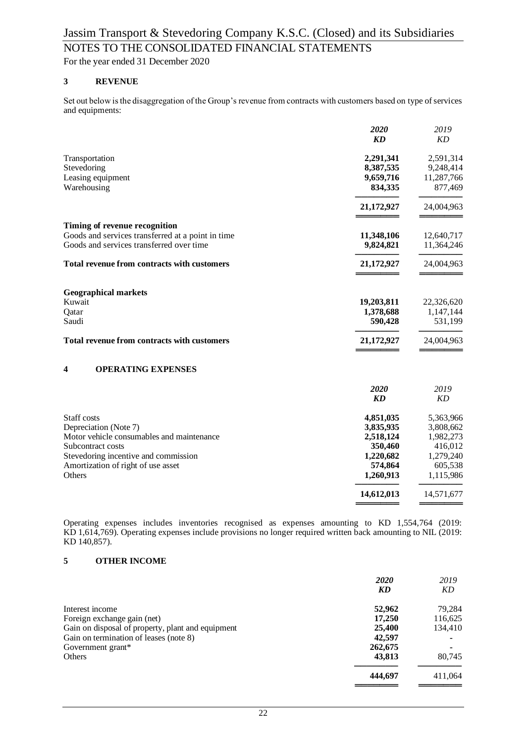# Jassim Transport & Stevedoring Company K.S.C. (Closed) and its Subsidiaries

## NOTES TO THE CONSOLIDATED FINANCIAL STATEMENTS

For the year ended 31 December 2020

### 3 REVENUE

Set out below is the disaggregation of the Group's revenue from contracts with customers based on type of services and equipments:

| | ***2020*** | *2019* |
|---|---|---|
| | ***KD*** | *KD* |
| Transportation | **2,291,341** | 2,591,314 |
| Stevedoring | **8,387,535** | 9,248,414 |
| Leasing equipment | **9,659,716** | 11,287,766 |
| Warehousing | **834,335** | 877,469 |
| | **21,172,927** | 24,004,963 |
| **Timing of revenue recognition** | | |
| Goods and services transferred at a point in time | **11,348,106** | 12,640,717 |
| Goods and services transferred over time | **9,824,821** | 11,364,246 |
| **Total revenue from contracts with customers** | **21,172,927** | 24,004,963 |
| **Geographical markets** | | |
| Kuwait | **19,203,811** | 22,326,620 |
| Qatar | **1,378,688** | 1,147,144 |
| Saudi | **590,428** | 531,199 |
| **Total revenue from contracts with customers** | **21,172,927** | 24,004,963 |

### 4 OPERATING EXPENSES

| | ***2020*** | *2019* |
|---|---|---|
| | ***KD*** | *KD* |
| Staff costs | **4,851,035** | 5,363,966 |
| Depreciation (Note 7) | **3,835,935** | 3,808,662 |
| Motor vehicle consumables and maintenance | **2,518,124** | 1,982,273 |
| Subcontract costs | **350,460** | 416,012 |
| Stevedoring incentive and commission | **1,220,682** | 1,279,240 |
| Amortization of right of use asset | **574,864** | 605,538 |
| Others | **1,260,913** | 1,115,986 |
| | **14,612,013** | 14,571,677 |

Operating expenses includes inventories recognised as expenses amounting to KD 1,554,764 (2019: KD 1,614,769). Operating expenses include provisions no longer required written back amounting to NIL (2019: KD 140,857).

### 5 OTHER INCOME

| | ***2020*** | *2019* |
|---|---|---|
| | ***KD*** | *KD* |
| Interest income | **52,962** | 79,284 |
| Foreign exchange gain (net) | **17,250** | 116,625 |
| Gain on disposal of property, plant and equipment | **25,400** | 134,410 |
| Gain on termination of leases (note 8) | **42,597** | - |
| Government grant* | **262,675** | - |
| Others | **43,813** | 80,745 |
| | **444,697** | 411,064 |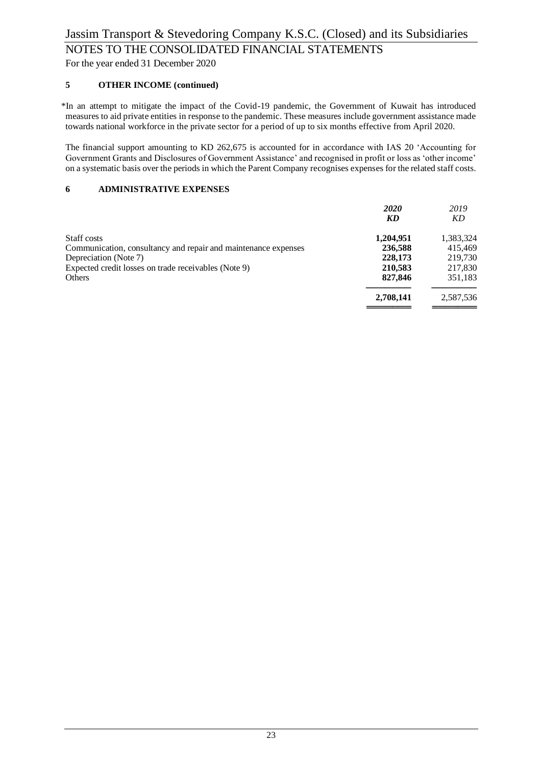## 5 OTHER INCOME (continued)

*In an attempt to mitigate the impact of the Covid-19 pandemic, the Government of Kuwait has introduced measures to aid private entities in response to the pandemic. These measures include government assistance made towards national workforce in the private sector for a period of up to six months effective from April 2020.

The financial support amounting to KD 262,675 is accounted for in accordance with IAS 20 'Accounting for Government Grants and Disclosures of Government Assistance' and recognised in profit or loss as 'other income' on a systematic basis over the periods in which the Parent Company recognises expenses for the related staff costs.

## 6 ADMINISTRATIVE EXPENSES

| | ***2020*** | *2019* |
|---|---|---|
| | ***KD*** | *KD* |
| Staff costs | **1,204,951** | 1,383,324 |
| Communication, consultancy and repair and maintenance expenses | **236,588** | 415,469 |
| Depreciation (Note 7) | **228,173** | 219,730 |
| Expected credit losses on trade receivables (Note 9) | **210,583** | 217,830 |
| Others | **827,846** | 351,183 |
| | **2,708,141** | 2,587,536 |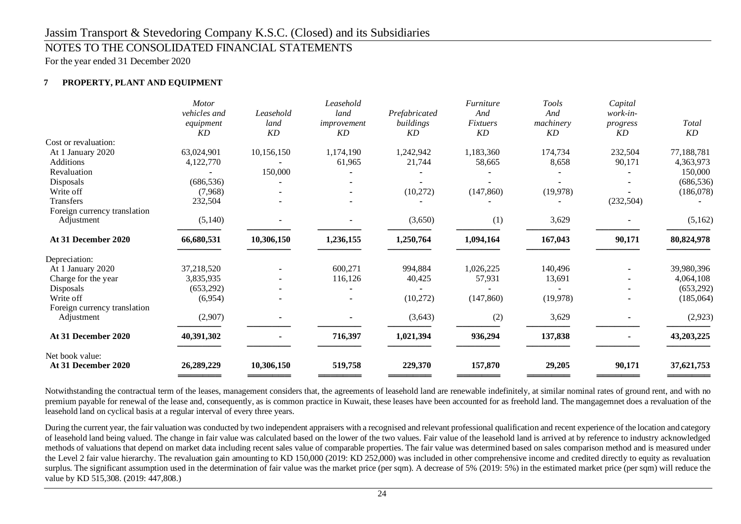## 7 PROPERTY, PLANT AND EQUIPMENT

| | *Motor vehicles and equipment* *KD* | *Leasehold land* *KD* | *Leasehold land improvement* *KD* | *Prefabricated buildings* *KD* | *Furniture And Fixtuers* *KD* | *Tools And machinery* *KD* | *Capital work-in-progress* *KD* | *Total* *KD* |
|---|---|---|---|---|---|---|---|---|
| Cost or revaluation: | | | | | | | | |
| At 1 January 2020 | 63,024,901 | 10,156,150 | 1,174,190 | 1,242,942 | 1,183,360 | 174,734 | 232,504 | 77,188,781 |
| Additions | 4,122,770 | - | 61,965 | 21,744 | 58,665 | 8,658 | 90,171 | 4,363,973 |
| Revaluation | - | 150,000 | - | - | - | - | - | 150,000 |
| Disposals | (686,536) | - | - | - | - | - | - | (686,536) |
| Write off | (7,968) | - | - | (10,272) | (147,860) | (19,978) | - | (186,078) |
| Transfers | 232,504 | - | - | - | - | - | (232,504) | - |
| Foreign currency translation Adjustment | (5,140) | - | - | (3,650) | (1) | 3,629 | - | (5,162) |
| **At 31 December 2020** | **66,680,531** | **10,306,150** | **1,236,155** | **1,250,764** | **1,094,164** | **167,043** | **90,171** | **80,824,978** |
| Depreciation: | | | | | | | | |
| At 1 January 2020 | 37,218,520 | - | 600,271 | 994,884 | 1,026,225 | 140,496 | - | 39,980,396 |
| Charge for the year | 3,835,935 | - | 116,126 | 40,425 | 57,931 | 13,691 | - | 4,064,108 |
| Disposals | (653,292) | - | - | - | - | - | - | (653,292) |
| Write off | (6,954) | - | - | (10,272) | (147,860) | (19,978) | - | (185,064) |
| Foreign currency translation Adjustment | (2,907) | - | - | (3,643) | (2) | 3,629 | - | (2,923) |
| **At 31 December 2020** | **40,391,302** | **-** | **716,397** | **1,021,394** | **936,294** | **137,838** | **-** | **43,203,225** |
| Net book value: | | | | | | | | |
| **At 31 December 2020** | **26,289,229** | **10,306,150** | **519,758** | **229,370** | **157,870** | **29,205** | **90,171** | **37,621,753** |

Notwithstanding the contractual term of the leases, management considers that, the agreements of leasehold land are renewable indefinitely, at similar nominal rates of ground rent, and with no premium payable for renewal of the lease and, consequently, as is common practice in Kuwait, these leases have been accounted for as freehold land. The mangagemnet does a revaluation of the leasehold land on cyclical basis at a regular interval of every three years.

During the current year, the fair valuation was conducted by two independent appraisers with a recognised and relevant professional qualification and recent experience of the location and category of leasehold land being valued. The change in fair value was calculated based on the lower of the two values. Fair value of the leasehold land is arrived at by reference to industry acknowledged methods of valuations that depend on market data including recent sales value of comparable properties. The fair value was determined based on sales comparison method and is measured under the Level 2 fair value hierarchy. The revaluation gain amounting to KD 150,000 (2019: KD 252,000) was included in other comprehensive income and credited directly to equity as revaluation surplus. The significant assumption used in the determination of fair value was the market price (per sqm). A decrease of 5% (2019: 5%) in the estimated market price (per sqm) will reduce the value by KD 515,308. (2019: 447,808.)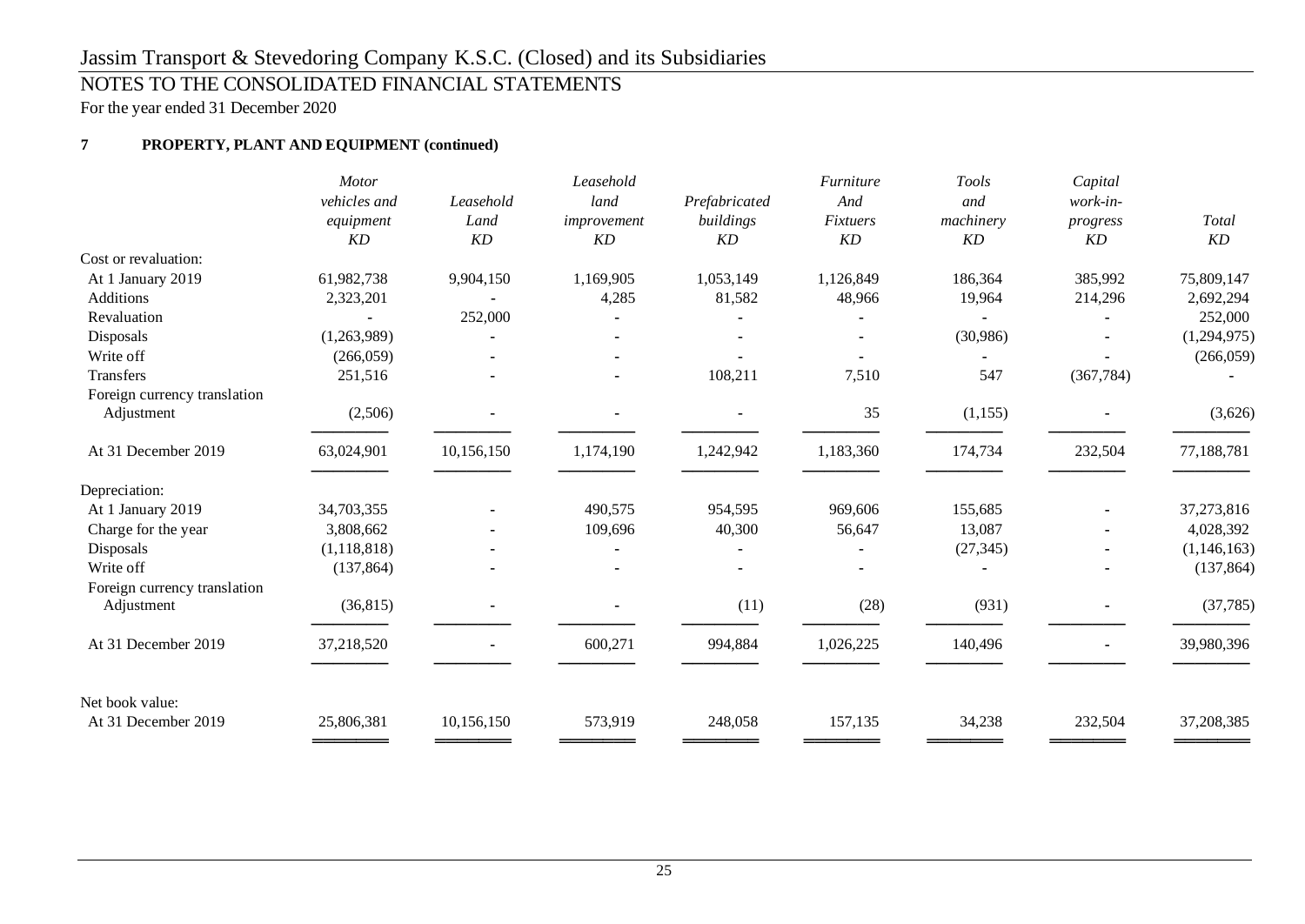# Jassim Transport & Stevedoring Company K.S.C. (Closed) and its Subsidiaries

## NOTES TO THE CONSOLIDATED FINANCIAL STATEMENTS

For the year ended 31 December 2020

### 7 PROPERTY, PLANT AND EQUIPMENT (continued)

| | *Motor vehicles and equipment* *KD* | *Leasehold Land* *KD* | *Leasehold land improvement* *KD* | *Prefabricated buildings* *KD* | *Furniture And Fixtuers* *KD* | *Tools and machinery* *KD* | *Capital work-in-progress* *KD* | *Total* *KD* |
|---|---|---|---|---|---|---|---|---|
| Cost or revaluation: | | | | | | | | |
| At 1 January 2019 | 61,982,738 | 9,904,150 | 1,169,905 | 1,053,149 | 1,126,849 | 186,364 | 385,992 | 75,809,147 |
| Additions | 2,323,201 | - | 4,285 | 81,582 | 48,966 | 19,964 | 214,296 | 2,692,294 |
| Revaluation | - | 252,000 | - | - | - | - | - | 252,000 |
| Disposals | (1,263,989) | - | - | - | - | (30,986) | - | (1,294,975) |
| Write off | (266,059) | - | - | - | - | - | - | (266,059) |
| Transfers | 251,516 | - | - | 108,211 | 7,510 | 547 | (367,784) | - |
| Foreign currency translation Adjustment | (2,506) | - | - | - | 35 | (1,155) | - | (3,626) |
| At 31 December 2019 | 63,024,901 | 10,156,150 | 1,174,190 | 1,242,942 | 1,183,360 | 174,734 | 232,504 | 77,188,781 |
| Depreciation: | | | | | | | | |
| At 1 January 2019 | 34,703,355 | - | 490,575 | 954,595 | 969,606 | 155,685 | - | 37,273,816 |
| Charge for the year | 3,808,662 | - | 109,696 | 40,300 | 56,647 | 13,087 | - | 4,028,392 |
| Disposals | (1,118,818) | - | - | - | - | (27,345) | - | (1,146,163) |
| Write off | (137,864) | - | - | - | - | - | - | (137,864) |
| Foreign currency translation Adjustment | (36,815) | - | - | (11) | (28) | (931) | - | (37,785) |
| At 31 December 2019 | 37,218,520 | - | 600,271 | 994,884 | 1,026,225 | 140,496 | - | 39,980,396 |
| Net book value: | | | | | | | | |
| At 31 December 2019 | 25,806,381 | 10,156,150 | 573,919 | 248,058 | 157,135 | 34,238 | 232,504 | 37,208,385 |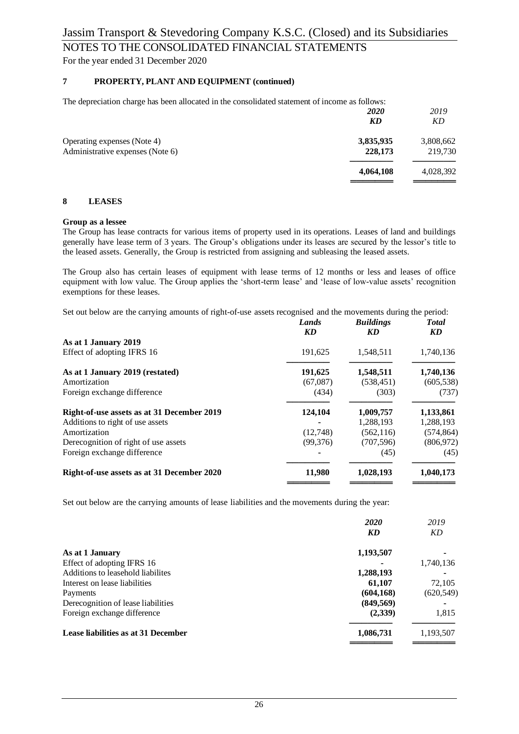## 7 PROPERTY, PLANT AND EQUIPMENT (continued)

The depreciation charge has been allocated in the consolidated statement of income as follows:

| | *2020* KD | *2019* KD |
|---|---|---|
| Operating expenses (Note 4) | **3,835,935** | 3,808,662 |
| Administrative expenses (Note 6) | **228,173** | 219,730 |
| | **4,064,108** | 4,028,392 |

## 8 LEASES

**Group as a lessee**

The Group has lease contracts for various items of property used in its operations. Leases of land and buildings generally have lease term of 3 years. The Group's obligations under its leases are secured by the lessor's title to the leased assets. Generally, the Group is restricted from assigning and subleasing the leased assets.

The Group also has certain leases of equipment with lease terms of 12 months or less and leases of office equipment with low value. The Group applies the 'short-term lease' and 'lease of low-value assets' recognition exemptions for these leases.

Set out below are the carrying amounts of right-of-use assets recognised and the movements during the period:

| | *Lands* KD | *Buildings* KD | *Total* KD |
|---|---|---|---|
| **As at 1 January 2019** | | | |
| Effect of adopting IFRS 16 | 191,625 | 1,548,511 | 1,740,136 |
| **As at 1 January 2019 (restated)** | **191,625** | **1,548,511** | **1,740,136** |
| Amortization | (67,087) | (538,451) | (605,538) |
| Foreign exchange difference | (434) | (303) | (737) |
| **Right-of-use assets as at 31 December 2019** | **124,104** | **1,009,757** | **1,133,861** |
| Additions to right of use assets | - | 1,288,193 | 1,288,193 |
| Amortization | (12,748) | (562,116) | (574,864) |
| Derecognition of right of use assets | (99,376) | (707,596) | (806,972) |
| Foreign exchange difference | - | (45) | (45) |
| **Right-of-use assets as at 31 December 2020** | **11,980** | **1,028,193** | **1,040,173** |

Set out below are the carrying amounts of lease liabilities and the movements during the year:

| | *2020* KD | *2019* KD |
|---|---|---|
| **As at 1 January** | **1,193,507** | - |
| Effect of adopting IFRS 16 | - | 1,740,136 |
| Additions to leasehold liabilites | **1,288,193** | - |
| Interest on lease liabilities | **61,107** | 72,105 |
| Payments | **(604,168)** | (620,549) |
| Derecognition of lease liabilities | **(849,569)** | - |
| Foreign exchange difference | **(2,339)** | 1,815 |
| **Lease liabilities as at 31 December** | **1,086,731** | 1,193,507 |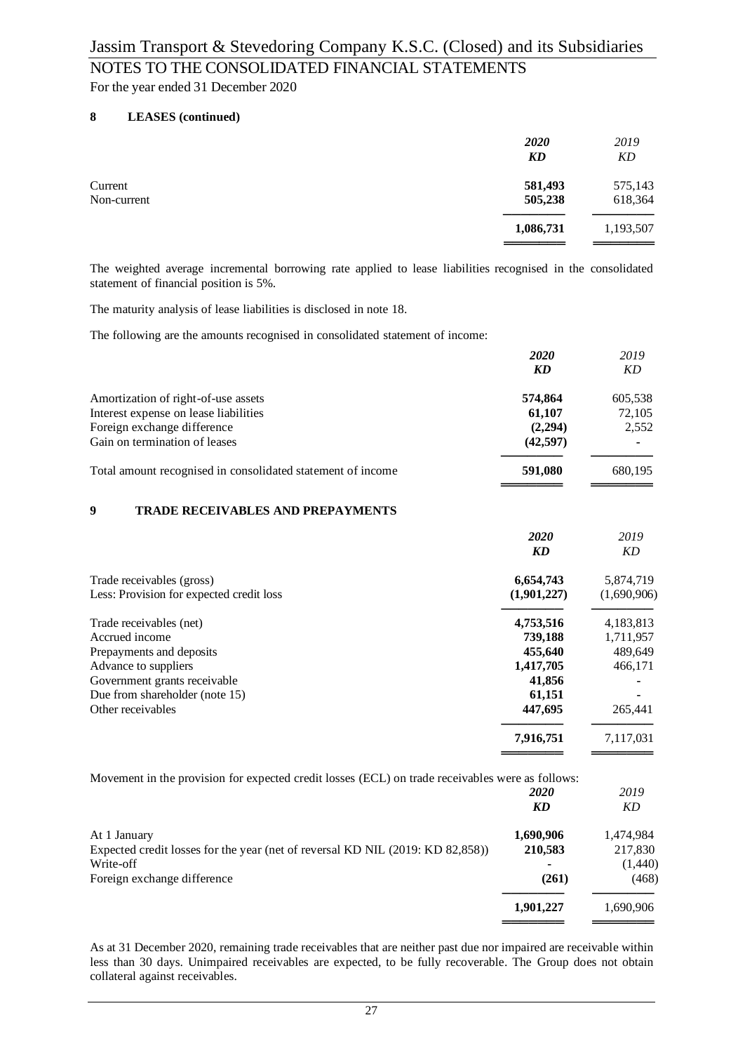## 8 LEASES (continued)

| | 2020 KD | 2019 KD |
|---|---|---|
| Current | **581,493** | 575,143 |
| Non-current | **505,238** | 618,364 |
| | **1,086,731** | 1,193,507 |

The weighted average incremental borrowing rate applied to lease liabilities recognised in the consolidated statement of financial position is 5%.

The maturity analysis of lease liabilities is disclosed in note 18.

The following are the amounts recognised in consolidated statement of income:

| | 2020 KD | 2019 KD |
|---|---|---|
| Amortization of right-of-use assets | **574,864** | 605,538 |
| Interest expense on lease liabilities | **61,107** | 72,105 |
| Foreign exchange difference | **(2,294)** | 2,552 |
| Gain on termination of leases | **(42,597)** | - |
| Total amount recognised in consolidated statement of income | **591,080** | 680,195 |

## 9 TRADE RECEIVABLES AND PREPAYMENTS

| | 2020 KD | 2019 KD |
|---|---|---|
| Trade receivables (gross) | **6,654,743** | 5,874,719 |
| Less: Provision for expected credit loss | **(1,901,227)** | (1,690,906) |
| Trade receivables (net) | **4,753,516** | 4,183,813 |
| Accrued income | **739,188** | 1,711,957 |
| Prepayments and deposits | **455,640** | 489,649 |
| Advance to suppliers | **1,417,705** | 466,171 |
| Government grants receivable | **41,856** | - |
| Due from shareholder (note 15) | **61,151** | - |
| Other receivables | **447,695** | 265,441 |
| | **7,916,751** | 7,117,031 |

Movement in the provision for expected credit losses (ECL) on trade receivables were as follows:

| | 2020 KD | 2019 KD |
|---|---|---|
| At 1 January | **1,690,906** | 1,474,984 |
| Expected credit losses for the year (net of reversal KD NIL (2019: KD 82,858)) | **210,583** | 217,830 |
| Write-off | **-** | (1,440) |
| Foreign exchange difference | **(261)** | (468) |
| | **1,901,227** | 1,690,906 |

As at 31 December 2020, remaining trade receivables that are neither past due nor impaired are receivable within less than 30 days. Unimpaired receivables are expected, to be fully recoverable. The Group does not obtain collateral against receivables.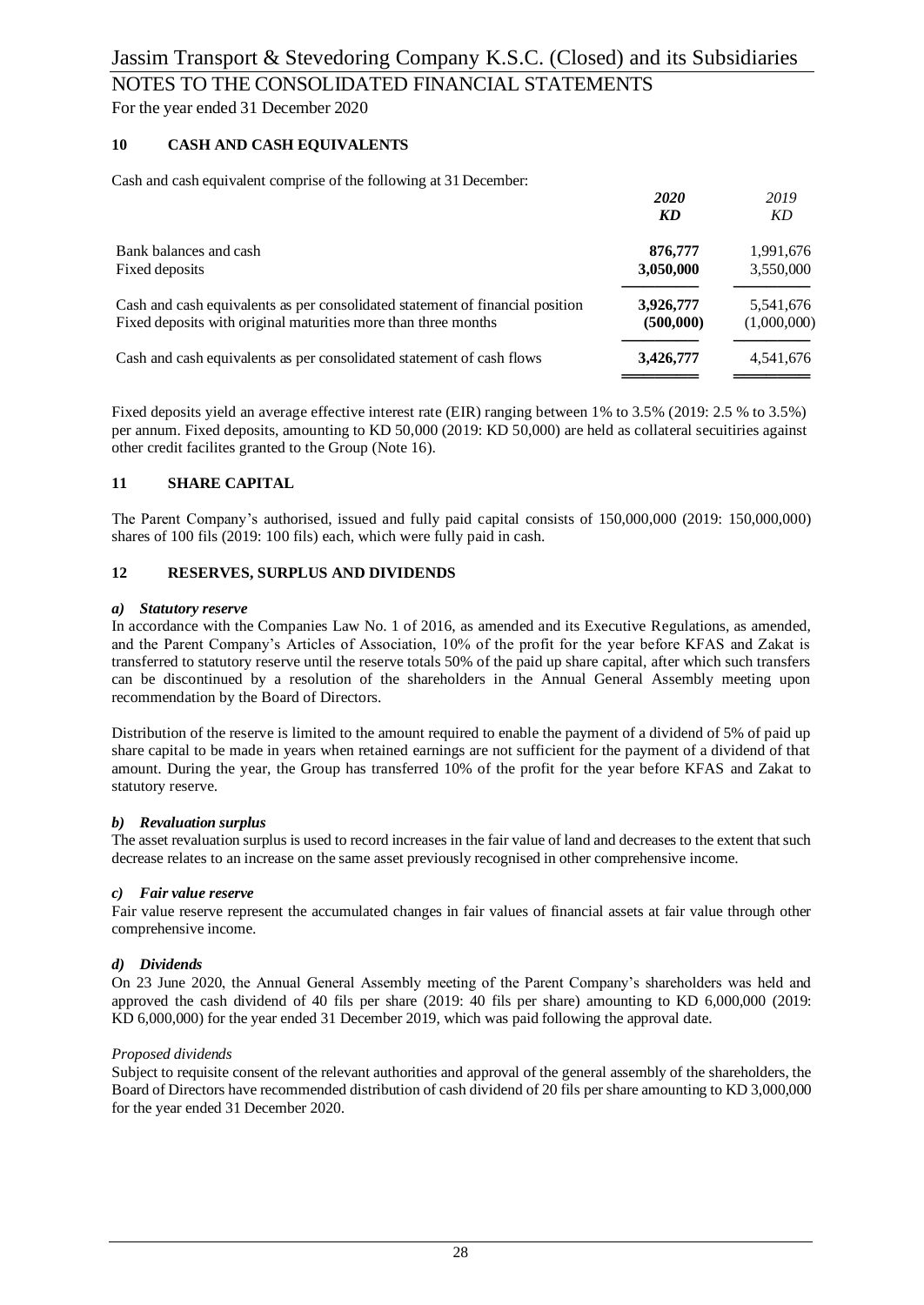## 10 CASH AND CASH EQUIVALENTS

Cash and cash equivalent comprise of the following at 31 December:

| | ***2020*** | *2019* |
|---|---|---|
| | ***KD*** | *KD* |
| Bank balances and cash | **876,777** | 1,991,676 |
| Fixed deposits | **3,050,000** | 3,550,000 |
| Cash and cash equivalents as per consolidated statement of financial position | **3,926,777** | 5,541,676 |
| Fixed deposits with original maturities more than three months | **(500,000)** | (1,000,000) |
| Cash and cash equivalents as per consolidated statement of cash flows | **3,426,777** | 4,541,676 |

Fixed deposits yield an average effective interest rate (EIR) ranging between 1% to 3.5% (2019: 2.5 % to 3.5%) per annum. Fixed deposits, amounting to KD 50,000 (2019: KD 50,000) are held as collateral secuitiries against other credit facilites granted to the Group (Note 16).

## 11 SHARE CAPITAL

The Parent Company's authorised, issued and fully paid capital consists of 150,000,000 (2019: 150,000,000) shares of 100 fils (2019: 100 fils) each, which were fully paid in cash.

## 12 RESERVES, SURPLUS AND DIVIDENDS

### *a) Statutory reserve*

In accordance with the Companies Law No. 1 of 2016, as amended and its Executive Regulations, as amended, and the Parent Company's Articles of Association, 10% of the profit for the year before KFAS and Zakat is transferred to statutory reserve until the reserve totals 50% of the paid up share capital, after which such transfers can be discontinued by a resolution of the shareholders in the Annual General Assembly meeting upon recommendation by the Board of Directors.

Distribution of the reserve is limited to the amount required to enable the payment of a dividend of 5% of paid up share capital to be made in years when retained earnings are not sufficient for the payment of a dividend of that amount. During the year, the Group has transferred 10% of the profit for the year before KFAS and Zakat to statutory reserve.

### *b) Revaluation surplus*

The asset revaluation surplus is used to record increases in the fair value of land and decreases to the extent that such decrease relates to an increase on the same asset previously recognised in other comprehensive income.

### *c) Fair value reserve*

Fair value reserve represent the accumulated changes in fair values of financial assets at fair value through other comprehensive income.

### *d) Dividends*

On 23 June 2020, the Annual General Assembly meeting of the Parent Company's shareholders was held and approved the cash dividend of 40 fils per share (2019: 40 fils per share) amounting to KD 6,000,000 (2019: KD 6,000,000) for the year ended 31 December 2019, which was paid following the approval date.

*Proposed dividends*

Subject to requisite consent of the relevant authorities and approval of the general assembly of the shareholders, the Board of Directors have recommended distribution of cash dividend of 20 fils per share amounting to KD 3,000,000 for the year ended 31 December 2020.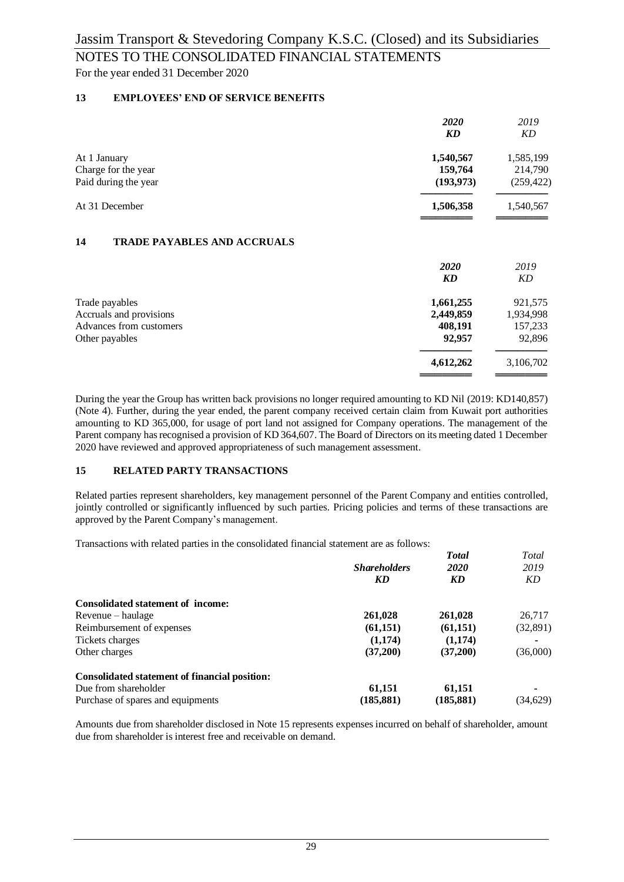## 13 EMPLOYEES' END OF SERVICE BENEFITS

| | *2020* | *2019* |
|---|---|---|
| | ***KD*** | *KD* |
| At 1 January | **1,540,567** | 1,585,199 |
| Charge for the year | **159,764** | 214,790 |
| Paid during the year | **(193,973)** | (259,422) |
| At 31 December | **1,506,358** | 1,540,567 |

## 14 TRADE PAYABLES AND ACCRUALS

| | *2020* | *2019* |
|---|---|---|
| | ***KD*** | *KD* |
| Trade payables | **1,661,255** | 921,575 |
| Accruals and provisions | **2,449,859** | 1,934,998 |
| Advances from customers | **408,191** | 157,233 |
| Other payables | **92,957** | 92,896 |
| | **4,612,262** | 3,106,702 |

During the year the Group has written back provisions no longer required amounting to KD Nil (2019: KD140,857) (Note 4). Further, during the year ended, the parent company received certain claim from Kuwait port authorities amounting to KD 365,000, for usage of port land not assigned for Company operations. The management of the Parent company has recognised a provision of KD 364,607. The Board of Directors on its meeting dated 1 December 2020 have reviewed and approved appropriateness of such management assessment.

## 15 RELATED PARTY TRANSACTIONS

Related parties represent shareholders, key management personnel of the Parent Company and entities controlled, jointly controlled or significantly influenced by such parties. Pricing policies and terms of these transactions are approved by the Parent Company's management.

Transactions with related parties in the consolidated financial statement are as follows:

| | ***Shareholders*** | ***Total 2020*** | *Total 2019* |
|---|---|---|---|
| | ***KD*** | ***KD*** | *KD* |
| **Consolidated statement of income:** | | | |
| Revenue – haulage | **261,028** | **261,028** | 26,717 |
| Reimbursement of expenses | **(61,151)** | **(61,151)** | (32,891) |
| Tickets charges | **(1,174)** | **(1,174)** | - |
| Other charges | **(37,200)** | **(37,200)** | (36,000) |
| **Consolidated statement of financial position:** | | | |
| Due from shareholder | **61,151** | **61,151** | - |
| Purchase of spares and equipments | **(185,881)** | **(185,881)** | (34,629) |

Amounts due from shareholder disclosed in Note 15 represents expenses incurred on behalf of shareholder, amount due from shareholder is interest free and receivable on demand.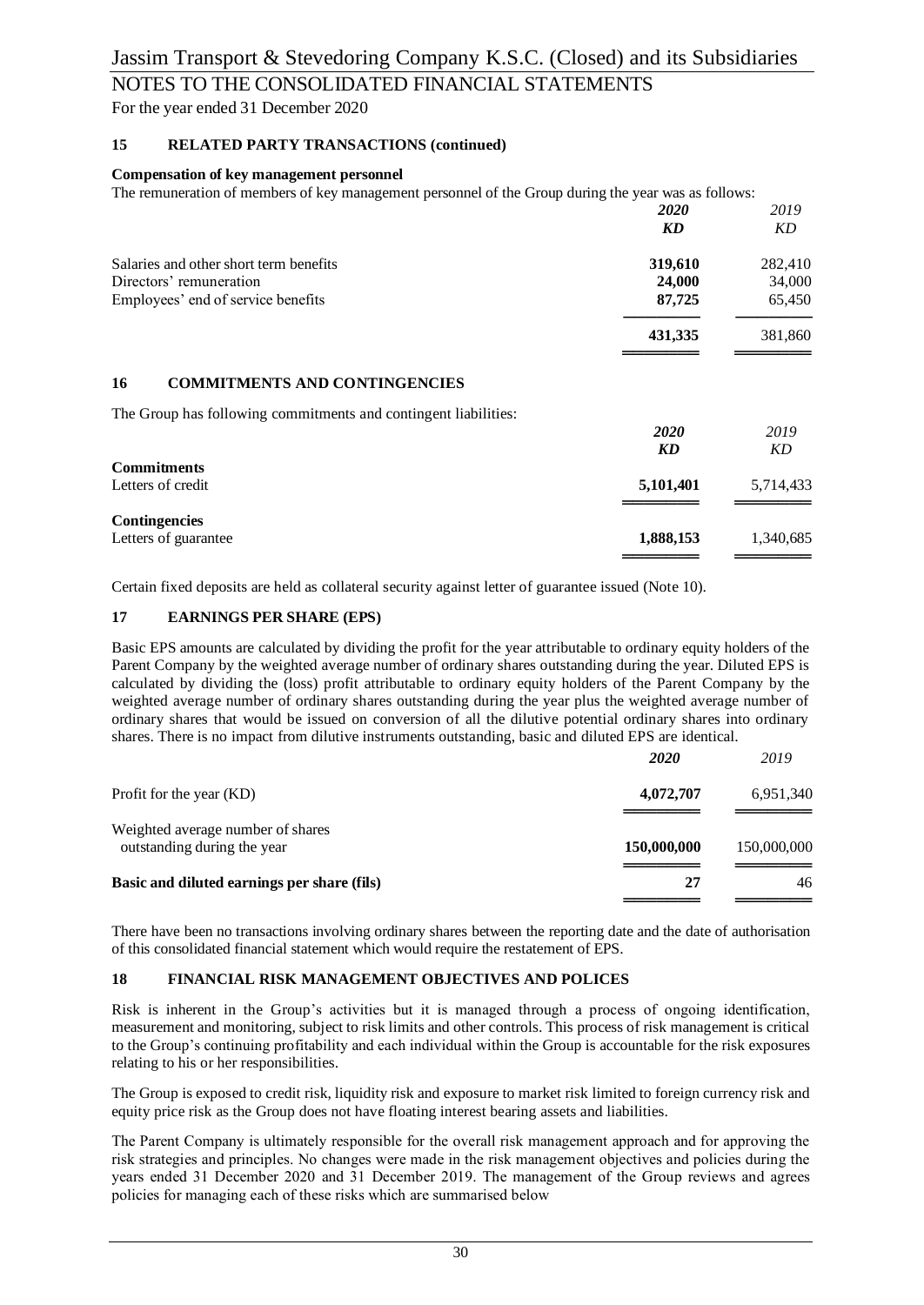## 15 RELATED PARTY TRANSACTIONS (continued)

**Compensation of key management personnel**

The remuneration of members of key management personnel of the Group during the year was as follows:

| | *2020* | *2019* |
|---|---|---|
| | ***KD*** | *KD* |
| Salaries and other short term benefits | **319,610** | 282,410 |
| Directors' remuneration | **24,000** | 34,000 |
| Employees' end of service benefits | **87,725** | 65,450 |
| | **431,335** | 381,860 |

## 16 COMMITMENTS AND CONTINGENCIES

The Group has following commitments and contingent liabilities:

| | *2020* | *2019* |
|---|---|---|
| | ***KD*** | *KD* |
| **Commitments** | | |
| Letters of credit | **5,101,401** | 5,714,433 |
| **Contingencies** | | |
| Letters of guarantee | **1,888,153** | 1,340,685 |

Certain fixed deposits are held as collateral security against letter of guarantee issued (Note 10).

## 17 EARNINGS PER SHARE (EPS)

Basic EPS amounts are calculated by dividing the profit for the year attributable to ordinary equity holders of the Parent Company by the weighted average number of ordinary shares outstanding during the year. Diluted EPS is calculated by dividing the (loss) profit attributable to ordinary equity holders of the Parent Company by the weighted average number of ordinary shares outstanding during the year plus the weighted average number of ordinary shares that would be issued on conversion of all the dilutive potential ordinary shares into ordinary shares. There is no impact from dilutive instruments outstanding, basic and diluted EPS are identical.

| | *2020* | *2019* |
|---|---|---|
| Profit for the year (KD) | **4,072,707** | 6,951,340 |
| Weighted average number of shares outstanding during the year | **150,000,000** | 150,000,000 |
| **Basic and diluted earnings per share (fils)** | **27** | 46 |

There have been no transactions involving ordinary shares between the reporting date and the date of authorisation of this consolidated financial statement which would require the restatement of EPS.

## 18 FINANCIAL RISK MANAGEMENT OBJECTIVES AND POLICES

Risk is inherent in the Group's activities but it is managed through a process of ongoing identification, measurement and monitoring, subject to risk limits and other controls. This process of risk management is critical to the Group's continuing profitability and each individual within the Group is accountable for the risk exposures relating to his or her responsibilities.

The Group is exposed to credit risk, liquidity risk and exposure to market risk limited to foreign currency risk and equity price risk as the Group does not have floating interest bearing assets and liabilities.

The Parent Company is ultimately responsible for the overall risk management approach and for approving the risk strategies and principles. No changes were made in the risk management objectives and policies during the years ended 31 December 2020 and 31 December 2019. The management of the Group reviews and agrees policies for managing each of these risks which are summarised below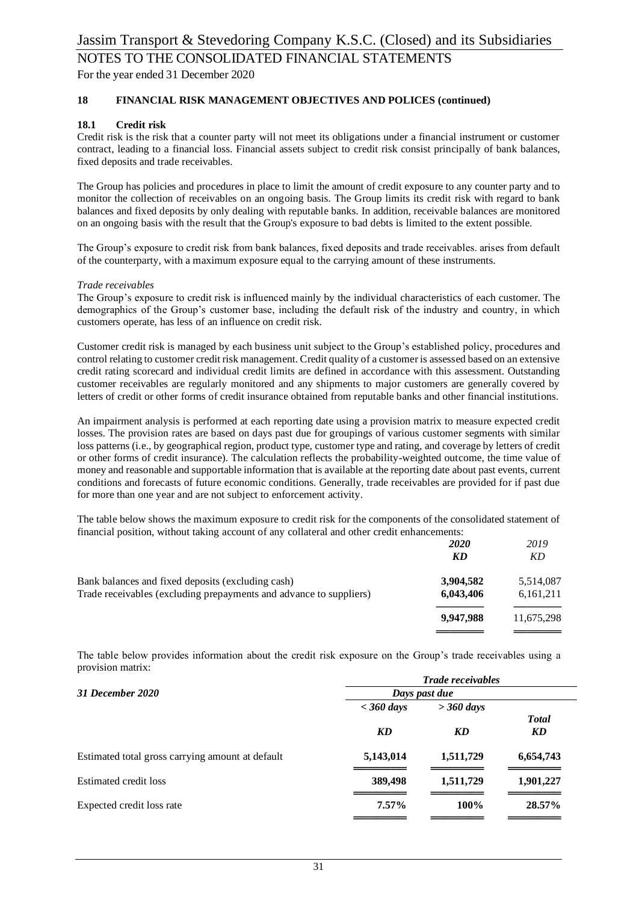### 18 FINANCIAL RISK MANAGEMENT OBJECTIVES AND POLICES (continued)

#### 18.1 Credit risk

Credit risk is the risk that a counter party will not meet its obligations under a financial instrument or customer contract, leading to a financial loss. Financial assets subject to credit risk consist principally of bank balances, fixed deposits and trade receivables.

The Group has policies and procedures in place to limit the amount of credit exposure to any counter party and to monitor the collection of receivables on an ongoing basis. The Group limits its credit risk with regard to bank balances and fixed deposits by only dealing with reputable banks. In addition, receivable balances are monitored on an ongoing basis with the result that the Group's exposure to bad debts is limited to the extent possible.

The Group's exposure to credit risk from bank balances, fixed deposits and trade receivables. arises from default of the counterparty, with a maximum exposure equal to the carrying amount of these instruments.

*Trade receivables*

The Group's exposure to credit risk is influenced mainly by the individual characteristics of each customer. The demographics of the Group's customer base, including the default risk of the industry and country, in which customers operate, has less of an influence on credit risk.

Customer credit risk is managed by each business unit subject to the Group's established policy, procedures and control relating to customer credit risk management. Credit quality of a customer is assessed based on an extensive credit rating scorecard and individual credit limits are defined in accordance with this assessment. Outstanding customer receivables are regularly monitored and any shipments to major customers are generally covered by letters of credit or other forms of credit insurance obtained from reputable banks and other financial institutions.

An impairment analysis is performed at each reporting date using a provision matrix to measure expected credit losses. The provision rates are based on days past due for groupings of various customer segments with similar loss patterns (i.e., by geographical region, product type, customer type and rating, and coverage by letters of credit or other forms of credit insurance). The calculation reflects the probability-weighted outcome, the time value of money and reasonable and supportable information that is available at the reporting date about past events, current conditions and forecasts of future economic conditions. Generally, trade receivables are provided for if past due for more than one year and are not subject to enforcement activity.

The table below shows the maximum exposure to credit risk for the components of the consolidated statement of financial position, without taking account of any collateral and other credit enhancements:

| | *2020* | *2019* |
|---|---|---|
| | *KD* | *KD* |
| Bank balances and fixed deposits (excluding cash) | **3,904,582** | 5,514,087 |
| Trade receivables (excluding prepayments and advance to suppliers) | **6,043,406** | 6,161,211 |
| | **9,947,988** | 11,675,298 |

The table below provides information about the credit risk exposure on the Group's trade receivables using a provision matrix:

| ***31 December 2020*** | ***Trade receivables*** | | |
|---|---|---|---|
| | ***Days past due*** | | |
| | ***< 360 days*** | ***> 360 days*** | ***Total*** |
| | ***KD*** | ***KD*** | ***KD*** |
| Estimated total gross carrying amount at default | **5,143,014** | **1,511,729** | **6,654,743** |
| Estimated credit loss | **389,498** | **1,511,729** | **1,901,227** |
| Expected credit loss rate | **7.57%** | **100%** | **28.57%** |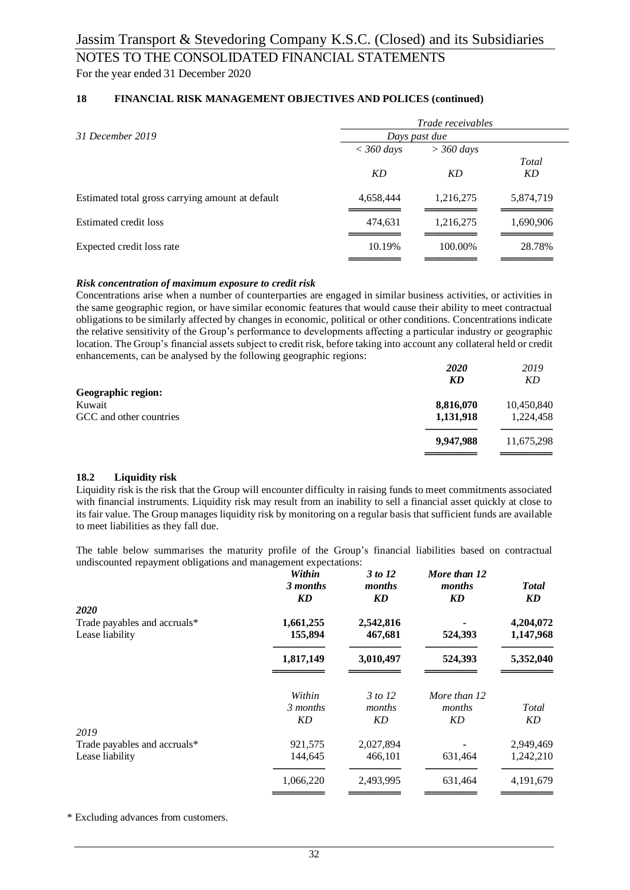## 18 FINANCIAL RISK MANAGEMENT OBJECTIVES AND POLICES (continued)

| *31 December 2019* | *Trade receivables* | | |
|---|---|---|---|
| | *Days past due* | | |
| | *< 360 days* | *> 360 days* | *Total* |
| | *KD* | *KD* | *KD* |
| Estimated total gross carrying amount at default | 4,658,444 | 1,216,275 | 5,874,719 |
| Estimated credit loss | 474,631 | 1,216,275 | 1,690,906 |
| Expected credit loss rate | 10.19% | 100.00% | 28.78% |

***Risk concentration of maximum exposure to credit risk***

Concentrations arise when a number of counterparties are engaged in similar business activities, or activities in the same geographic region, or have similar economic features that would cause their ability to meet contractual obligations to be similarly affected by changes in economic, political or other conditions. Concentrations indicate the relative sensitivity of the Group's performance to developments affecting a particular industry or geographic location. The Group's financial assets subject to credit risk, before taking into account any collateral held or credit enhancements, can be analysed by the following geographic regions:

| | ***2020*** | *2019* |
|---|---|---|
| | ***KD*** | *KD* |
| **Geographic region:** | | |
| Kuwait | **8,816,070** | 10,450,840 |
| GCC and other countries | **1,131,918** | 1,224,458 |
| | **9,947,988** | 11,675,298 |

### 18.2 Liquidity risk

Liquidity risk is the risk that the Group will encounter difficulty in raising funds to meet commitments associated with financial instruments. Liquidity risk may result from an inability to sell a financial asset quickly at close to its fair value. The Group manages liquidity risk by monitoring on a regular basis that sufficient funds are available to meet liabilities as they fall due.

The table below summarises the maturity profile of the Group's financial liabilities based on contractual undiscounted repayment obligations and management expectations:

| | ***Within 3 months KD*** | ***3 to 12 months KD*** | ***More than 12 months KD*** | ***Total KD*** |
|---|---|---|---|---|
| ***2020*** | | | | |
| Trade payables and accruals* | **1,661,255** | **2,542,816** | **-** | **4,204,072** |
| Lease liability | **155,894** | **467,681** | **524,393** | **1,147,968** |
| | **1,817,149** | **3,010,497** | **524,393** | **5,352,040** |

| | *Within 3 months KD* | *3 to 12 months KD* | *More than 12 months KD* | *Total KD* |
|---|---|---|---|---|
| *2019* | | | | |
| Trade payables and accruals* | 921,575 | 2,027,894 | - | 2,949,469 |
| Lease liability | 144,645 | 466,101 | 631,464 | 1,242,210 |
| | 1,066,220 | 2,493,995 | 631,464 | 4,191,679 |

\* Excluding advances from customers.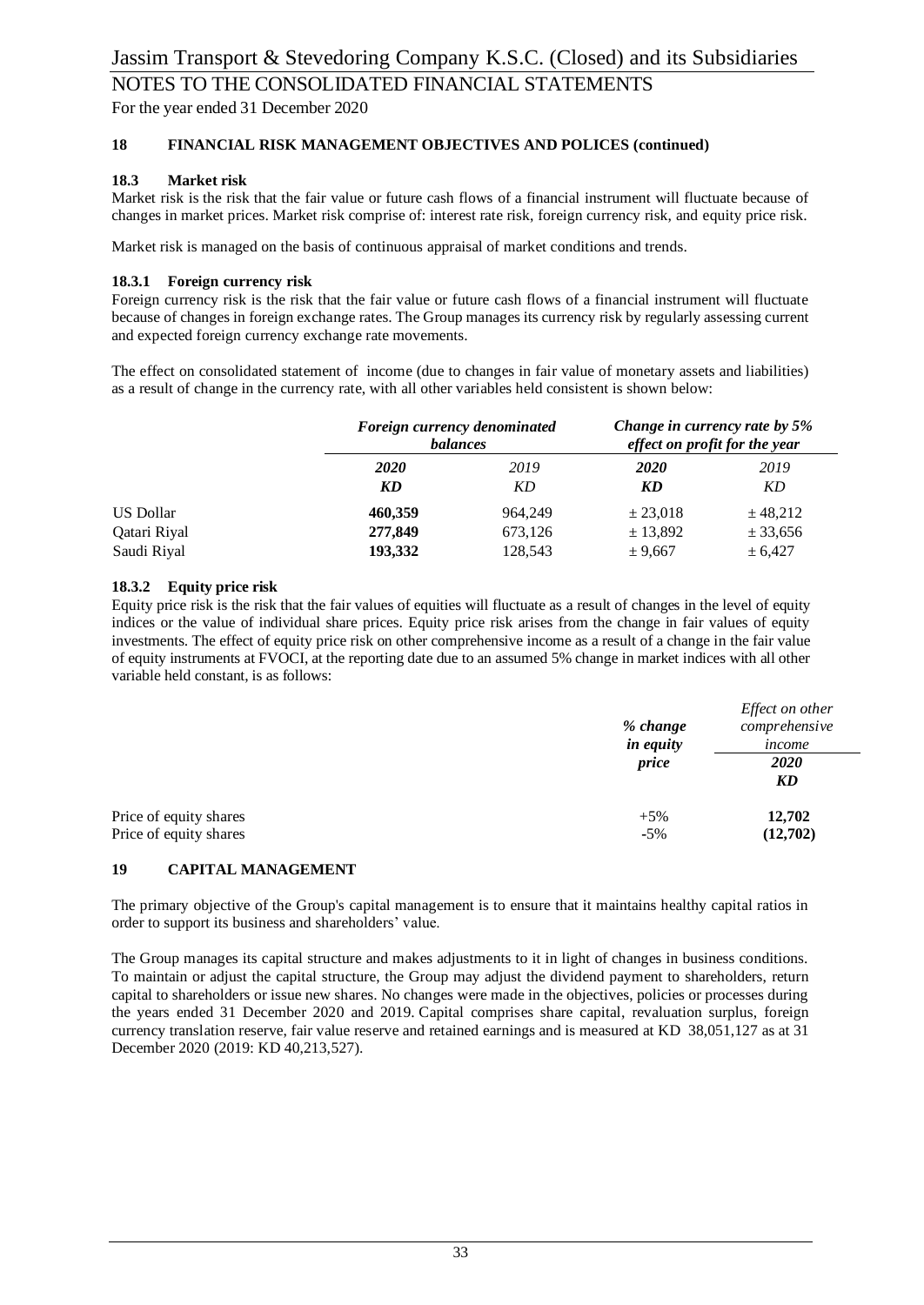## 18 FINANCIAL RISK MANAGEMENT OBJECTIVES AND POLICES (continued)

### 18.3 Market risk

Market risk is the risk that the fair value or future cash flows of a financial instrument will fluctuate because of changes in market prices. Market risk comprise of: interest rate risk, foreign currency risk, and equity price risk.

Market risk is managed on the basis of continuous appraisal of market conditions and trends.

#### 18.3.1 Foreign currency risk

Foreign currency risk is the risk that the fair value or future cash flows of a financial instrument will fluctuate because of changes in foreign exchange rates. The Group manages its currency risk by regularly assessing current and expected foreign currency exchange rate movements.

The effect on consolidated statement of income (due to changes in fair value of monetary assets and liabilities) as a result of change in the currency rate, with all other variables held consistent is shown below:

| | *Foreign currency denominated balances* | | *Change in currency rate by 5% effect on profit for the year* | |
|---|---|---|---|---|
| | ***2020*** | *2019* | ***2020*** | *2019* |
| | ***KD*** | *KD* | ***KD*** | *KD* |
| US Dollar | **460,359** | 964,249 | ± 23,018 | ± 48,212 |
| Qatari Riyal | **277,849** | 673,126 | ± 13,892 | ± 33,656 |
| Saudi Riyal | **193,332** | 128,543 | ± 9,667 | ± 6,427 |

#### 18.3.2 Equity price risk

Equity price risk is the risk that the fair values of equities will fluctuate as a result of changes in the level of equity indices or the value of individual share prices. Equity price risk arises from the change in fair values of equity investments. The effect of equity price risk on other comprehensive income as a result of a change in the fair value of equity instruments at FVOCI, at the reporting date due to an assumed 5% change in market indices with all other variable held constant, is as follows:

| | *% change in equity price* | *Effect on other comprehensive income* |
|---|---|---|
| | | ***2020*** |
| | | ***KD*** |
| Price of equity shares | +5% | **12,702** |
| Price of equity shares | -5% | **(12,702)** |

## 19 CAPITAL MANAGEMENT

The primary objective of the Group's capital management is to ensure that it maintains healthy capital ratios in order to support its business and shareholders' value.

The Group manages its capital structure and makes adjustments to it in light of changes in business conditions. To maintain or adjust the capital structure, the Group may adjust the dividend payment to shareholders, return capital to shareholders or issue new shares. No changes were made in the objectives, policies or processes during the years ended 31 December 2020 and 2019. Capital comprises share capital, revaluation surplus, foreign currency translation reserve, fair value reserve and retained earnings and is measured at KD 38,051,127 as at 31 December 2020 (2019: KD 40,213,527).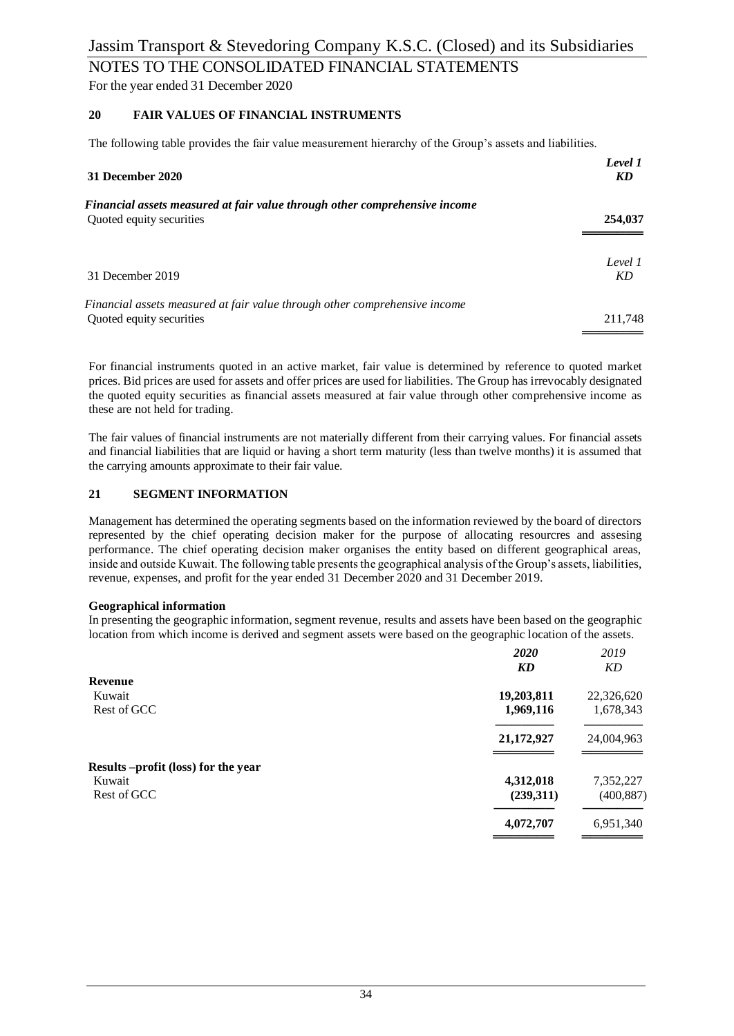## 20 FAIR VALUES OF FINANCIAL INSTRUMENTS

The following table provides the fair value measurement hierarchy of the Group's assets and liabilities.

| **31 December 2020** | ***Level 1*** ***KD*** |
|---|---|
| ***Financial assets measured at fair value through other comprehensive income*** | |
| Quoted equity securities | **254,037** |

| 31 December 2019 | *Level 1* *KD* |
|---|---|
| *Financial assets measured at fair value through other comprehensive income* | |
| Quoted equity securities | 211,748 |

For financial instruments quoted in an active market, fair value is determined by reference to quoted market prices. Bid prices are used for assets and offer prices are used for liabilities. The Group has irrevocably designated the quoted equity securities as financial assets measured at fair value through other comprehensive income as these are not held for trading.

The fair values of financial instruments are not materially different from their carrying values. For financial assets and financial liabilities that are liquid or having a short term maturity (less than twelve months) it is assumed that the carrying amounts approximate to their fair value.

## 21 SEGMENT INFORMATION

Management has determined the operating segments based on the information reviewed by the board of directors represented by the chief operating decision maker for the purpose of allocating resourcres and assesing performance. The chief operating decision maker organises the entity based on different geographical areas, inside and outside Kuwait. The following table presents the geographical analysis of the Group's assets, liabilities, revenue, expenses, and profit for the year ended 31 December 2020 and 31 December 2019.

**Geographical information**

In presenting the geographic information, segment revenue, results and assets have been based on the geographic location from which income is derived and segment assets were based on the geographic location of the assets.

| | ***2020*** ***KD*** | *2019* *KD* |
|---|---|---|
| **Revenue** | | |
| Kuwait | **19,203,811** | 22,326,620 |
| Rest of GCC | **1,969,116** | 1,678,343 |
| | **21,172,927** | 24,004,963 |
| **Results –profit (loss) for the year** | | |
| Kuwait | **4,312,018** | 7,352,227 |
| Rest of GCC | **(239,311)** | (400,887) |
| | **4,072,707** | 6,951,340 |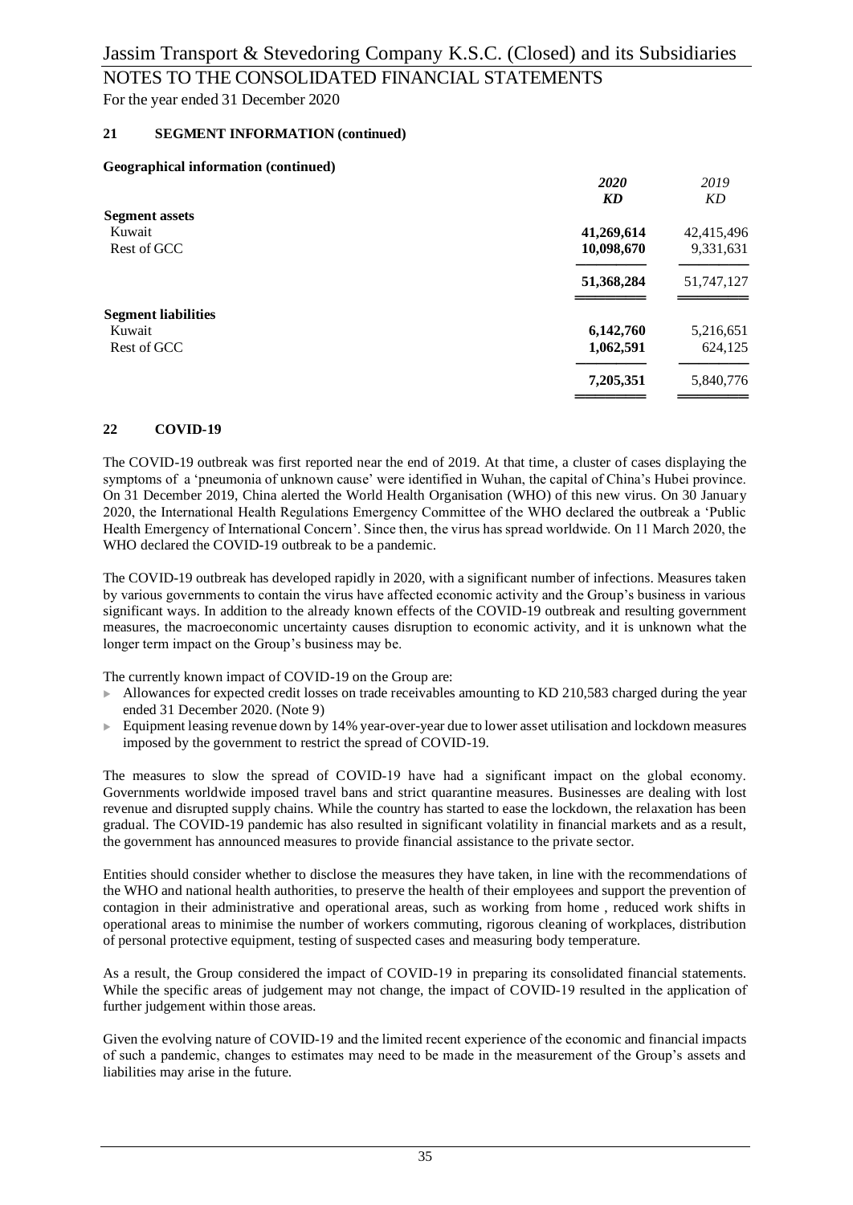### 21 SEGMENT INFORMATION (continued)

**Geographical information (continued)**

| | ***2020*** | *2019* |
|---|---|---|
| | ***KD*** | *KD* |
| **Segment assets** | | |
| Kuwait | **41,269,614** | 42,415,496 |
| Rest of GCC | **10,098,670** | 9,331,631 |
| | **51,368,284** | 51,747,127 |
| **Segment liabilities** | | |
| Kuwait | **6,142,760** | 5,216,651 |
| Rest of GCC | **1,062,591** | 624,125 |
| | **7,205,351** | 5,840,776 |

### 22 COVID-19

The COVID-19 outbreak was first reported near the end of 2019. At that time, a cluster of cases displaying the symptoms of a 'pneumonia of unknown cause' were identified in Wuhan, the capital of China's Hubei province. On 31 December 2019, China alerted the World Health Organisation (WHO) of this new virus. On 30 January 2020, the International Health Regulations Emergency Committee of the WHO declared the outbreak a 'Public Health Emergency of International Concern'. Since then, the virus has spread worldwide. On 11 March 2020, the WHO declared the COVID-19 outbreak to be a pandemic.

The COVID-19 outbreak has developed rapidly in 2020, with a significant number of infections. Measures taken by various governments to contain the virus have affected economic activity and the Group's business in various significant ways. In addition to the already known effects of the COVID-19 outbreak and resulting government measures, the macroeconomic uncertainty causes disruption to economic activity, and it is unknown what the longer term impact on the Group's business may be.

The currently known impact of COVID-19 on the Group are:

- Allowances for expected credit losses on trade receivables amounting to KD 210,583 charged during the year ended 31 December 2020. (Note 9)
- Equipment leasing revenue down by 14% year-over-year due to lower asset utilisation and lockdown measures imposed by the government to restrict the spread of COVID-19.

The measures to slow the spread of COVID-19 have had a significant impact on the global economy. Governments worldwide imposed travel bans and strict quarantine measures. Businesses are dealing with lost revenue and disrupted supply chains. While the country has started to ease the lockdown, the relaxation has been gradual. The COVID-19 pandemic has also resulted in significant volatility in financial markets and as a result, the government has announced measures to provide financial assistance to the private sector.

Entities should consider whether to disclose the measures they have taken, in line with the recommendations of the WHO and national health authorities, to preserve the health of their employees and support the prevention of contagion in their administrative and operational areas, such as working from home , reduced work shifts in operational areas to minimise the number of workers commuting, rigorous cleaning of workplaces, distribution of personal protective equipment, testing of suspected cases and measuring body temperature.

As a result, the Group considered the impact of COVID-19 in preparing its consolidated financial statements. While the specific areas of judgement may not change, the impact of COVID-19 resulted in the application of further judgement within those areas.

Given the evolving nature of COVID-19 and the limited recent experience of the economic and financial impacts of such a pandemic, changes to estimates may need to be made in the measurement of the Group's assets and liabilities may arise in the future.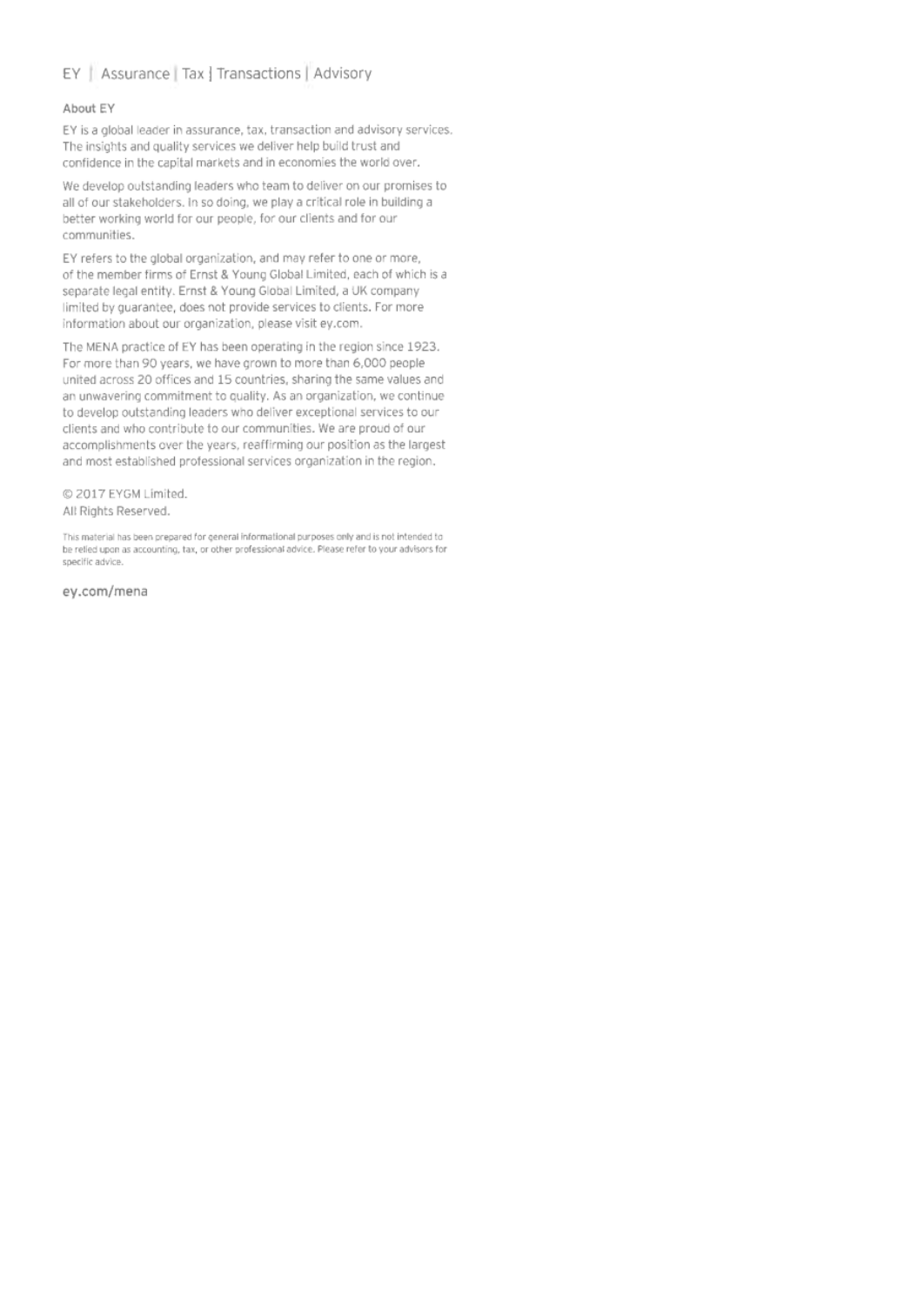EY | Assurance | Tax | Transactions | Advisory

## About EY

EY is a global leader in assurance, tax, transaction and advisory services. The insights and quality services we deliver help build trust and confidence in the capital markets and in economies the world over.

We develop outstanding leaders who team to deliver on our promises to all of our stakeholders. In so doing, we play a critical role in building a better working world for our people, for our clients and for our communities.

EY refers to the global organization, and may refer to one or more, of the member firms of Ernst & Young Global Limited, each of which is a separate legal entity. Ernst & Young Global Limited, a UK company limited by guarantee, does not provide services to clients. For more information about our organization, please visit ey.com.

The MENA practice of EY has been operating in the region since 1923. For more than 90 years, we have grown to more than 6,000 people united across 20 offices and 15 countries, sharing the same values and an unwavering commitment to quality. As an organization, we continue to develop outstanding leaders who deliver exceptional services to our clients and who contribute to our communities. We are proud of our accomplishments over the years, reaffirming our position as the largest and most established professional services organization in the region.

© 2017 EYGM Limited.
All Rights Reserved.

This material has been prepared for general informational purposes only and is not intended to be relied upon as accounting, tax, or other professional advice. Please refer to your advisors for specific advice.

ey.com/mena